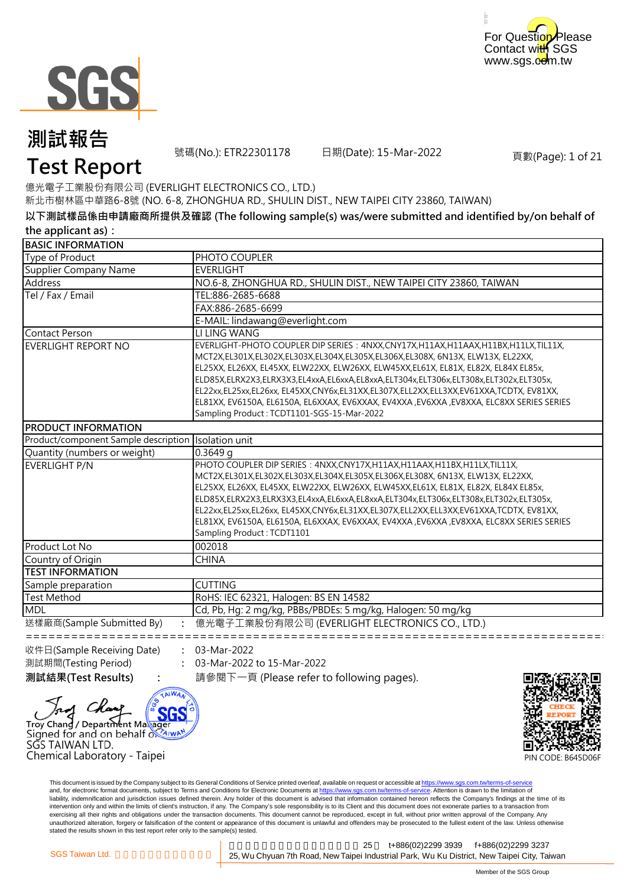For Question Please Contact with SGS
www.sgs.com.tw

# 測試報告
# Test Report

號碼(No.): ETR22301178　　日期(Date): 15-Mar-2022　　頁數(Page): 1 of 21

億光電子工業股份有限公司 (EVERLIGHT ELECTRONICS CO., LTD.)
新北市樹林區中華路6-8號 (NO. 6-8, ZHONGHUA RD., SHULIN DIST., NEW TAIPEI CITY 23860, TAIWAN)

**以下測試樣品係由申請廠商所提供及確認 (The following sample(s) was/were submitted and identified by/on behalf of the applicant as)：**

| BASIC INFORMATION | |
|---|---|
| Type of Product | PHOTO COUPLER |
| Supplier Company Name | EVERLIGHT |
| Address | NO.6-8, ZHONGHUA RD., SHULIN DIST., NEW TAIPEI CITY 23860, TAIWAN |
| Tel / Fax / Email | TEL:886-2685-6688 |
| | FAX:886-2685-6699 |
| | E-MAIL: lindawang@everlight.com |
| Contact Person | LI LING WANG |
| EVERLIGHT REPORT NO | EVERLIGHT-PHOTO COUPLER DIP SERIES：4NXX,CNY17X,H11AX,H11AAX,H11BX,H11LX,TIL11X, MCT2X,EL301X,EL302X,EL303X,EL304X,EL305X,EL306X,EL308X, 6N13X, ELW13X, EL22XX, EL25XX, EL26XX, EL45XX, ELW22XX, ELW26XX, ELW45XX,EL61X, EL81X, EL82X, EL84X EL85x, ELD85X,ELRX2X3,ELRX3X3,EL4xxA,EL6xxA,EL8xxA,ELT304x,ELT306x,ELT308x,ELT302x,ELT305x, EL22xx,EL25xx,EL26xx, EL45XX,CNY6x,EL31XX,EL307X,ELL2XX,ELL3XX,EV61XXA,TCDTX, EV81XX, EL81XX, EV6150A, EL6150A, EL6XXAX, EV6XXAX, EV4XXA ,EV6XXA ,EV8XXA, ELC8XX SERIES SERIES<br>Sampling Product : TCDT1101-SGS-15-Mar-2022 |
| **PRODUCT INFORMATION** | |
| Product/component Sample description | Isolation unit |
| Quantity (numbers or weight) | 0.3649 g |
| EVERLIGHT P/N | PHOTO COUPLER DIP SERIES：4NXX,CNY17X,H11AX,H11AAX,H11BX,H11LX,TIL11X, MCT2X,EL301X,EL302X,EL303X,EL304X,EL305X,EL306X,EL308X, 6N13X, ELW13X, EL22XX, EL25XX, EL26XX, EL45XX, ELW22XX, ELW26XX, ELW45XX,EL61X, EL81X, EL82X, EL84X EL85x, ELD85X,ELRX2X3,ELRX3X3,EL4xxA,EL6xxA,EL8xxA,ELT304x,ELT306x,ELT308x,ELT302x,ELT305x, EL22xx,EL25xx,EL26xx, EL45XX,CNY6x,EL31XX,EL307X,ELL2XX,ELL3XX,EV61XXA,TCDTX, EV81XX, EL81XX, EV6150A, EL6150A, EL6XXAX, EV6XXAX, EV4XXA ,EV6XXA ,EV8XXA, ELC8XX SERIES SERIES<br>Sampling Product : TCDT1101 |
| Product Lot No | 002018 |
| Country of Origin | CHINA |
| **TEST INFORMATION** | |
| Sample preparation | CUTTING |
| Test Method | RoHS: IEC 62321, Halogen: BS EN 14582 |
| MDL | Cd, Pb, Hg: 2 mg/kg, PBBs/PBDEs: 5 mg/kg, Halogen: 50 mg/kg |

送樣廠商(Sample Submitted By)　:　億光電子工業股份有限公司 (EVERLIGHT ELECTRONICS CO., LTD.)

收件日(Sample Receiving Date)　:　03-Mar-2022
測試期間(Testing Period)　:　03-Mar-2022 to 15-Mar-2022
**測試結果(Test Results)**　:　請參閱下一頁 (Please refer to following pages).

Troy Chang / Department Manager
Signed for and on behalf of
SGS TAIWAN LTD.
Chemical Laboratory - Taipei

PIN CODE: B645D06F

This document is issued by the Company subject to its General Conditions of Service printed overleaf, available on request or accessible at https://www.sgs.com.tw/terms-of-service and, for electronic format documents, subject to Terms and Conditions for Electronic Documents at https://www.sgs.com.tw/terms-of-service. Attention is drawn to the limitation of liability, indemnification and jurisdiction issues defined therein. Any holder of this document is advised that information contained hereon reflects the Company's findings at the time of its intervention only and within the limits of client's instruction, if any. The Company's sole responsibility is to its Client and this document does not exonerate parties to a transaction from exercising all their rights and obligations under the transaction documents. This document cannot be reproduced, except in full, without prior written approval of the Company. Any unauthorized alteration, forgery or falsification of the content or appearance of this document is unlawful and offenders may be prosecuted to the fullest extent of the law. Unless otherwise stated the results shown in this test report refer only to the sample(s) tested.

SGS Taiwan Ltd. | 25, Wu Chyuan 7th Road, New Taipei Industrial Park, Wu Ku District, New Taipei City, Taiwan | t+886(02)2299 3939 f+886(02)2299 3237

Member of the SGS Group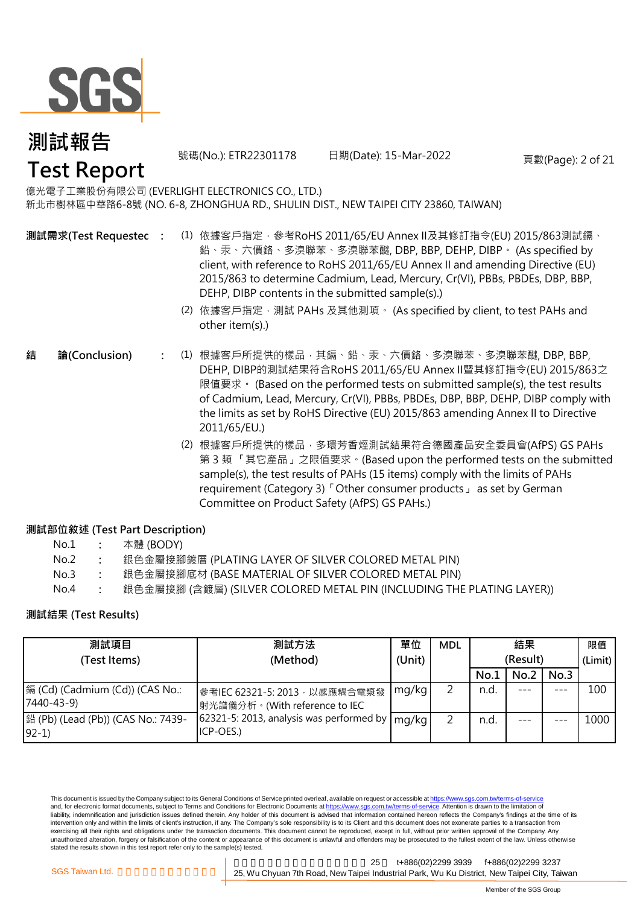# 測試報告
# Test Report

號碼(No.): ETR22301178　　日期(Date): 15-Mar-2022

億光電子工業股份有限公司 (EVERLIGHT ELECTRONICS CO., LTD.)
新北市樹林區中華路6-8號 (NO. 6-8, ZHONGHUA RD., SHULIN DIST., NEW TAIPEI CITY 23860, TAIWAN)

**測試需求(Test Requestec** :

(1) 依據客戶指定，參考RoHS 2011/65/EU Annex II及其修訂指令(EU) 2015/863測試鎘、鉛、汞、六價鉻、多溴聯苯、多溴聯苯醚, DBP, BBP, DEHP, DIBP。 (As specified by client, with reference to RoHS 2011/65/EU Annex II and amending Directive (EU) 2015/863 to determine Cadmium, Lead, Mercury, Cr(VI), PBBs, PBDEs, DBP, BBP, DEHP, DIBP contents in the submitted sample(s).)

(2) 依據客戶指定，測試 PAHs 及其他測項。 (As specified by client, to test PAHs and other item(s).)

**結　論(Conclusion)** :

(1) 根據客戶所提供的樣品，其鎘、鉛、汞、六價鉻、多溴聯苯、多溴聯苯醚, DBP, BBP, DEHP, DIBP的測試結果符合RoHS 2011/65/EU Annex II暨其修訂指令(EU) 2015/863之限值要求。 (Based on the performed tests on submitted sample(s), the test results of Cadmium, Lead, Mercury, Cr(VI), PBBs, PBDEs, DBP, BBP, DEHP, DIBP comply with the limits as set by RoHS Directive (EU) 2015/863 amending Annex II to Directive 2011/65/EU.)

(2) 根據客戶所提供的樣品，多環芳香烴測試結果符合德國產品安全委員會(AfPS) GS PAHs 第 3 類 「其它產品」之限值要求。(Based upon the performed tests on the submitted sample(s), the test results of PAHs (15 items) comply with the limits of PAHs requirement (Category 3)「Other consumer products」 as set by German Committee on Product Safety (AfPS) GS PAHs.)

**測試部位敘述 (Test Part Description)**

No.1 : 本體 (BODY)
No.2 : 銀色金屬接腳鍍層 (PLATING LAYER OF SILVER COLORED METAL PIN)
No.3 : 銀色金屬接腳底材 (BASE MATERIAL OF SILVER COLORED METAL PIN)
No.4 : 銀色金屬接腳 (含鍍層) (SILVER COLORED METAL PIN (INCLUDING THE PLATING LAYER))

**測試結果 (Test Results)**

| 測試項目 (Test Items) | 測試方法 (Method) | 單位 (Unit) | MDL | 結果 (Result) | | | 限值 (Limit) |
|---|---|---|---|---|---|---|---|
| | | | | No.1 | No.2 | No.3 | |
| 鎘 (Cd) (Cadmium (Cd)) (CAS No.: 7440-43-9) | 參考IEC 62321-5: 2013，以感應耦合電漿發射光譜儀分析。(With reference to IEC 62321-5: 2013, analysis was performed by ICP-OES.) | mg/kg | 2 | n.d. | --- | --- | 100 |
| 鉛 (Pb) (Lead (Pb)) (CAS No.: 7439-92-1) | | mg/kg | 2 | n.d. | --- | --- | 1000 |

This document is issued by the Company subject to its General Conditions of Service printed overleaf, available on request or accessible at https://www.sgs.com.tw/terms-of-service and, for electronic format documents, subject to Terms and Conditions for Electronic Documents at https://www.sgs.com.tw/terms-of-service. Attention is drawn to the limitation of liability, indemnification and jurisdiction issues defined therein. Any holder of this document is advised that information contained hereon reflects the Company's findings at the time of its intervention only and within the limits of client's instruction, if any. The Company's sole responsibility is to its Client and this document does not exonerate parties to a transaction from exercising all their rights and obligations under the transaction documents. This document cannot be reproduced, except in full, without prior written approval of the Company. Any unauthorized alteration, forgery or falsification of the content or appearance of this document is unlawful and offenders may be prosecuted to the fullest extent of the law. Unless otherwise stated the results shown in this test report refer only to the sample(s) tested.

SGS Taiwan Ltd. 25, Wu Chyuan 7th Road, New Taipei Industrial Park, Wu Ku District, New Taipei City, Taiwan t+886(02)2299 3939 f+886(02)2299 3237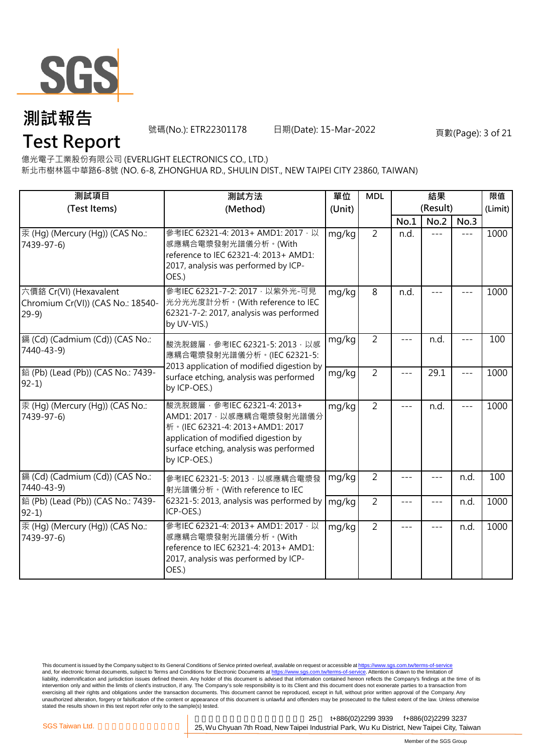# 測試報告
# Test Report

號碼(No.): ETR22301178　　日期(Date): 15-Mar-2022

億光電子工業股份有限公司 (EVERLIGHT ELECTRONICS CO., LTD.)
新北市樹林區中華路6-8號 (NO. 6-8, ZHONGHUA RD., SHULIN DIST., NEW TAIPEI CITY 23860, TAIWAN)

| 測試項目 (Test Items) | 測試方法 (Method) | 單位 (Unit) | MDL | 結果 (Result) | | | 限值 (Limit) |
|---|---|---|---|---|---|---|---|
| | | | | No.1 | No.2 | No.3 | |
| 汞 (Hg) (Mercury (Hg)) (CAS No.: 7439-97-6) | 參考IEC 62321-4: 2013+ AMD1: 2017，以感應耦合電漿發射光譜儀分析。(With reference to IEC 62321-4: 2013+ AMD1: 2017, analysis was performed by ICP-OES.) | mg/kg | 2 | n.d. | --- | --- | 1000 |
| 六價鉻 Cr(VI) (Hexavalent Chromium Cr(VI)) (CAS No.: 18540-29-9) | 參考IEC 62321-7-2: 2017，以紫外光-可見光分光光度計分析。(With reference to IEC 62321-7-2: 2017, analysis was performed by UV-VIS.) | mg/kg | 8 | n.d. | --- | --- | 1000 |
| 鎘 (Cd) (Cadmium (Cd)) (CAS No.: 7440-43-9) | 酸洗脫鍍層，參考IEC 62321-5: 2013，以感應耦合電漿發射光譜儀分析。(IEC 62321-5: 2013 application of modified digestion by surface etching, analysis was performed by ICP-OES.) | mg/kg | 2 | --- | n.d. | --- | 100 |
| 鉛 (Pb) (Lead (Pb)) (CAS No.: 7439-92-1) | | mg/kg | 2 | --- | 29.1 | --- | 1000 |
| 汞 (Hg) (Mercury (Hg)) (CAS No.: 7439-97-6) | 酸洗脫鍍層，參考IEC 62321-4: 2013+ AMD1: 2017，以感應耦合電漿發射光譜儀分析。(IEC 62321-4: 2013+AMD1: 2017 application of modified digestion by surface etching, analysis was performed by ICP-OES.) | mg/kg | 2 | --- | n.d. | --- | 1000 |
| 鎘 (Cd) (Cadmium (Cd)) (CAS No.: 7440-43-9) | 參考IEC 62321-5: 2013，以感應耦合電漿發射光譜儀分析。(With reference to IEC 62321-5: 2013, analysis was performed by ICP-OES.) | mg/kg | 2 | --- | --- | n.d. | 100 |
| 鉛 (Pb) (Lead (Pb)) (CAS No.: 7439-92-1) | | mg/kg | 2 | --- | --- | n.d. | 1000 |
| 汞 (Hg) (Mercury (Hg)) (CAS No.: 7439-97-6) | 參考IEC 62321-4: 2013+ AMD1: 2017，以感應耦合電漿發射光譜儀分析。(With reference to IEC 62321-4: 2013+ AMD1: 2017, analysis was performed by ICP-OES.) | mg/kg | 2 | --- | --- | n.d. | 1000 |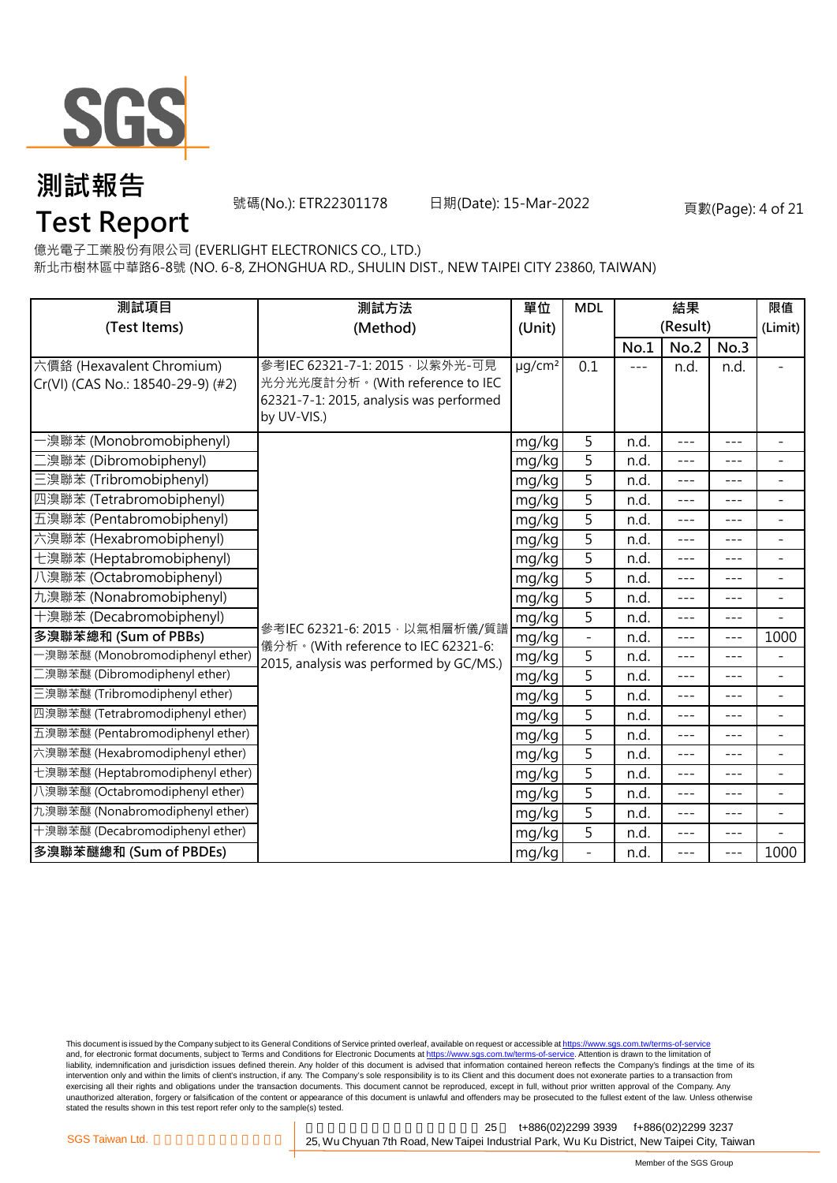# 測試報告

# Test Report

號碼(No.): ETR22301178　　日期(Date): 15-Mar-2022

億光電子工業股份有限公司 (EVERLIGHT ELECTRONICS CO., LTD.)
新北市樹林區中華路6-8號 (NO. 6-8, ZHONGHUA RD., SHULIN DIST., NEW TAIPEI CITY 23860, TAIWAN)

| 測試項目 (Test Items) | 測試方法 (Method) | 單位 (Unit) | MDL | 結果 (Result) | | | 限值 (Limit) |
|---|---|---|---|---|---|---|---|
| | | | | No.1 | No.2 | No.3 | |
| 六價鉻 (Hexavalent Chromium) Cr(VI) (CAS No.: 18540-29-9) (#2) | 參考IEC 62321-7-1: 2015，以紫外光-可見光分光光度計分析。(With reference to IEC 62321-7-1: 2015, analysis was performed by UV-VIS.) | μg/cm² | 0.1 | --- | n.d. | n.d. | - |
| 一溴聯苯 (Monobromobiphenyl) | 參考IEC 62321-6: 2015，以氣相層析儀/質譜儀分析。(With reference to IEC 62321-6: 2015, analysis was performed by GC/MS.) | mg/kg | 5 | n.d. | --- | --- | - |
| 二溴聯苯 (Dibromobiphenyl) | | mg/kg | 5 | n.d. | --- | --- | - |
| 三溴聯苯 (Tribromobiphenyl) | | mg/kg | 5 | n.d. | --- | --- | - |
| 四溴聯苯 (Tetrabromobiphenyl) | | mg/kg | 5 | n.d. | --- | --- | - |
| 五溴聯苯 (Pentabromobiphenyl) | | mg/kg | 5 | n.d. | --- | --- | - |
| 六溴聯苯 (Hexabromobiphenyl) | | mg/kg | 5 | n.d. | --- | --- | - |
| 七溴聯苯 (Heptabromobiphenyl) | | mg/kg | 5 | n.d. | --- | --- | - |
| 八溴聯苯 (Octabromobiphenyl) | | mg/kg | 5 | n.d. | --- | --- | - |
| 九溴聯苯 (Nonabromobiphenyl) | | mg/kg | 5 | n.d. | --- | --- | - |
| 十溴聯苯 (Decabromobiphenyl) | | mg/kg | 5 | n.d. | --- | --- | - |
| **多溴聯苯總和 (Sum of PBBs)** | | mg/kg | - | n.d. | --- | --- | 1000 |
| 一溴聯苯醚 (Monobromodiphenyl ether) | | mg/kg | 5 | n.d. | --- | --- | - |
| 二溴聯苯醚 (Dibromodiphenyl ether) | | mg/kg | 5 | n.d. | --- | --- | - |
| 三溴聯苯醚 (Tribromodiphenyl ether) | | mg/kg | 5 | n.d. | --- | --- | - |
| 四溴聯苯醚 (Tetrabromodiphenyl ether) | | mg/kg | 5 | n.d. | --- | --- | - |
| 五溴聯苯醚 (Pentabromodiphenyl ether) | | mg/kg | 5 | n.d. | --- | --- | - |
| 六溴聯苯醚 (Hexabromodiphenyl ether) | | mg/kg | 5 | n.d. | --- | --- | - |
| 七溴聯苯醚 (Heptabromodiphenyl ether) | | mg/kg | 5 | n.d. | --- | --- | - |
| 八溴聯苯醚 (Octabromodiphenyl ether) | | mg/kg | 5 | n.d. | --- | --- | - |
| 九溴聯苯醚 (Nonabromodiphenyl ether) | | mg/kg | 5 | n.d. | --- | --- | - |
| 十溴聯苯醚 (Decabromodiphenyl ether) | | mg/kg | 5 | n.d. | --- | --- | - |
| **多溴聯苯醚總和 (Sum of PBDEs)** | | mg/kg | - | n.d. | --- | --- | 1000 |

This document is issued by the Company subject to its General Conditions of Service printed overleaf, available on request or accessible at https://www.sgs.com.tw/terms-of-service and, for electronic format documents, subject to Terms and Conditions for Electronic Documents at https://www.sgs.com.tw/terms-of-service. Attention is drawn to the limitation of liability, indemnification and jurisdiction issues defined therein. Any holder of this document is advised that information contained hereon reflects the Company's findings at the time of its intervention only and within the limits of client's instruction, if any. The Company's sole responsibility is to its Client and this document does not exonerate parties to a transaction from exercising all their rights and obligations under the transaction documents. This document cannot be reproduced, except in full, without prior written approval of the Company. Any unauthorized alteration, forgery or falsification of the content or appearance of this document is unlawful and offenders may be prosecuted to the fullest extent of the law. Unless otherwise stated the results shown in this test report refer only to the sample(s) tested.

SGS Taiwan Ltd. | 25, Wu Chyuan 7th Road, New Taipei Industrial Park, Wu Ku District, New Taipei City, Taiwan | t+886(02)2299 3939 f+886(02)2299 3237

Member of the SGS Group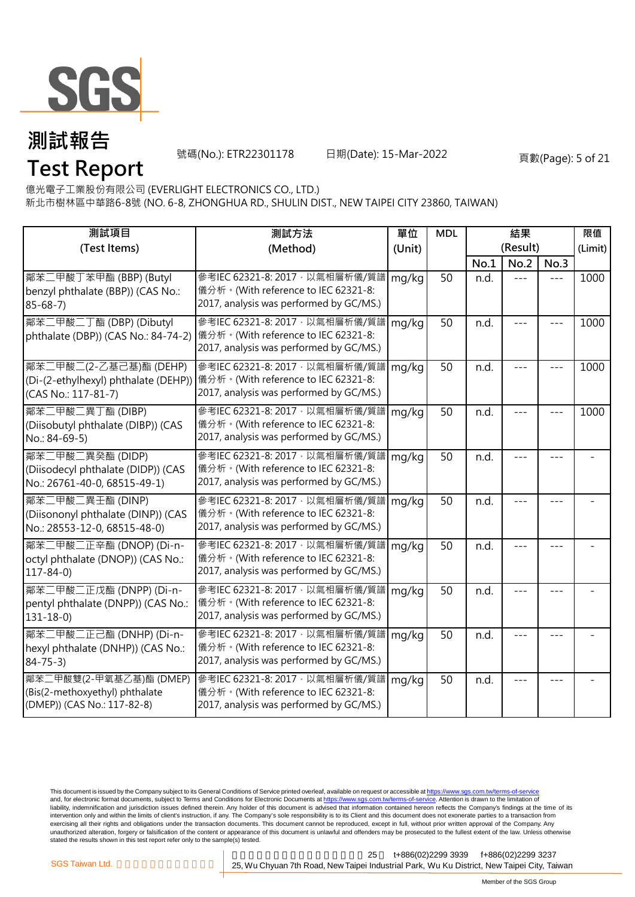# 測試報告
# Test Report

號碼(No.): ETR22301178　　日期(Date): 15-Mar-2022

億光電子工業股份有限公司 (EVERLIGHT ELECTRONICS CO., LTD.)
新北市樹林區中華路6-8號 (NO. 6-8, ZHONGHUA RD., SHULIN DIST., NEW TAIPEI CITY 23860, TAIWAN)

| 測試項目 (Test Items) | 測試方法 (Method) | 單位 (Unit) | MDL | 結果 (Result) | | | 限值 (Limit) |
|---|---|---|---|---|---|---|---|
| | | | | No.1 | No.2 | No.3 | |
| 鄰苯二甲酸丁苯甲酯 (BBP) (Butyl benzyl phthalate (BBP)) (CAS No.: 85-68-7) | 參考IEC 62321-8: 2017，以氣相層析儀/質譜儀分析。(With reference to IEC 62321-8: 2017, analysis was performed by GC/MS.) | mg/kg | 50 | n.d. | --- | --- | 1000 |
| 鄰苯二甲酸二丁酯 (DBP) (Dibutyl phthalate (DBP)) (CAS No.: 84-74-2) | 參考IEC 62321-8: 2017，以氣相層析儀/質譜儀分析。(With reference to IEC 62321-8: 2017, analysis was performed by GC/MS.) | mg/kg | 50 | n.d. | --- | --- | 1000 |
| 鄰苯二甲酸二(2-乙基己基)酯 (DEHP) (Di-(2-ethylhexyl) phthalate (DEHP)) (CAS No.: 117-81-7) | 參考IEC 62321-8: 2017，以氣相層析儀/質譜儀分析。(With reference to IEC 62321-8: 2017, analysis was performed by GC/MS.) | mg/kg | 50 | n.d. | --- | --- | 1000 |
| 鄰苯二甲酸二異丁酯 (DIBP) (Diisobutyl phthalate (DIBP)) (CAS No.: 84-69-5) | 參考IEC 62321-8: 2017，以氣相層析儀/質譜儀分析。(With reference to IEC 62321-8: 2017, analysis was performed by GC/MS.) | mg/kg | 50 | n.d. | --- | --- | 1000 |
| 鄰苯二甲酸二異癸酯 (DIDP) (Diisodecyl phthalate (DIDP)) (CAS No.: 26761-40-0, 68515-49-1) | 參考IEC 62321-8: 2017，以氣相層析儀/質譜儀分析。(With reference to IEC 62321-8: 2017, analysis was performed by GC/MS.) | mg/kg | 50 | n.d. | --- | --- | - |
| 鄰苯二甲酸二異壬酯 (DINP) (Diisononyl phthalate (DINP)) (CAS No.: 28553-12-0, 68515-48-0) | 參考IEC 62321-8: 2017，以氣相層析儀/質譜儀分析。(With reference to IEC 62321-8: 2017, analysis was performed by GC/MS.) | mg/kg | 50 | n.d. | --- | --- | - |
| 鄰苯二甲酸二正辛酯 (DNOP) (Di-n-octyl phthalate (DNOP)) (CAS No.: 117-84-0) | 參考IEC 62321-8: 2017，以氣相層析儀/質譜儀分析。(With reference to IEC 62321-8: 2017, analysis was performed by GC/MS.) | mg/kg | 50 | n.d. | --- | --- | - |
| 鄰苯二甲酸二正戊酯 (DNPP) (Di-n-pentyl phthalate (DNPP)) (CAS No.: 131-18-0) | 參考IEC 62321-8: 2017，以氣相層析儀/質譜儀分析。(With reference to IEC 62321-8: 2017, analysis was performed by GC/MS.) | mg/kg | 50 | n.d. | --- | --- | - |
| 鄰苯二甲酸二正己酯 (DNHP) (Di-n-hexyl phthalate (DNHP)) (CAS No.: 84-75-3) | 參考IEC 62321-8: 2017，以氣相層析儀/質譜儀分析。(With reference to IEC 62321-8: 2017, analysis was performed by GC/MS.) | mg/kg | 50 | n.d. | --- | --- | - |
| 鄰苯二甲酸雙(2-甲氧基乙基)酯 (DMEP) (Bis(2-methoxyethyl) phthalate (DMEP)) (CAS No.: 117-82-8) | 參考IEC 62321-8: 2017，以氣相層析儀/質譜儀分析。(With reference to IEC 62321-8: 2017, analysis was performed by GC/MS.) | mg/kg | 50 | n.d. | --- | --- | - |

This document is issued by the Company subject to its General Conditions of Service printed overleaf, available on request or accessible at https://www.sgs.com.tw/terms-of-service and, for electronic format documents, subject to Terms and Conditions for Electronic Documents at https://www.sgs.com.tw/terms-of-service. Attention is drawn to the limitation of liability, indemnification and jurisdiction issues defined therein. Any holder of this document is advised that information contained hereon reflects the Company's findings at the time of its intervention only and within the limits of client's instruction, if any. The Company's sole responsibility is to its Client and this document does not exonerate parties to a transaction from exercising all their rights and obligations under the transaction documents. This document cannot be reproduced, except in full, without prior written approval of the Company. Any unauthorized alteration, forgery or falsification of the content or appearance of this document is unlawful and offenders may be prosecuted to the fullest extent of the law. Unless otherwise stated the results shown in this test report refer only to the sample(s) tested.

SGS Taiwan Ltd. 25, Wu Chyuan 7th Road, New Taipei Industrial Park, Wu Ku District, New Taipei City, Taiwan t+886(02)2299 3939 f+886(02)2299 3237

Member of the SGS Group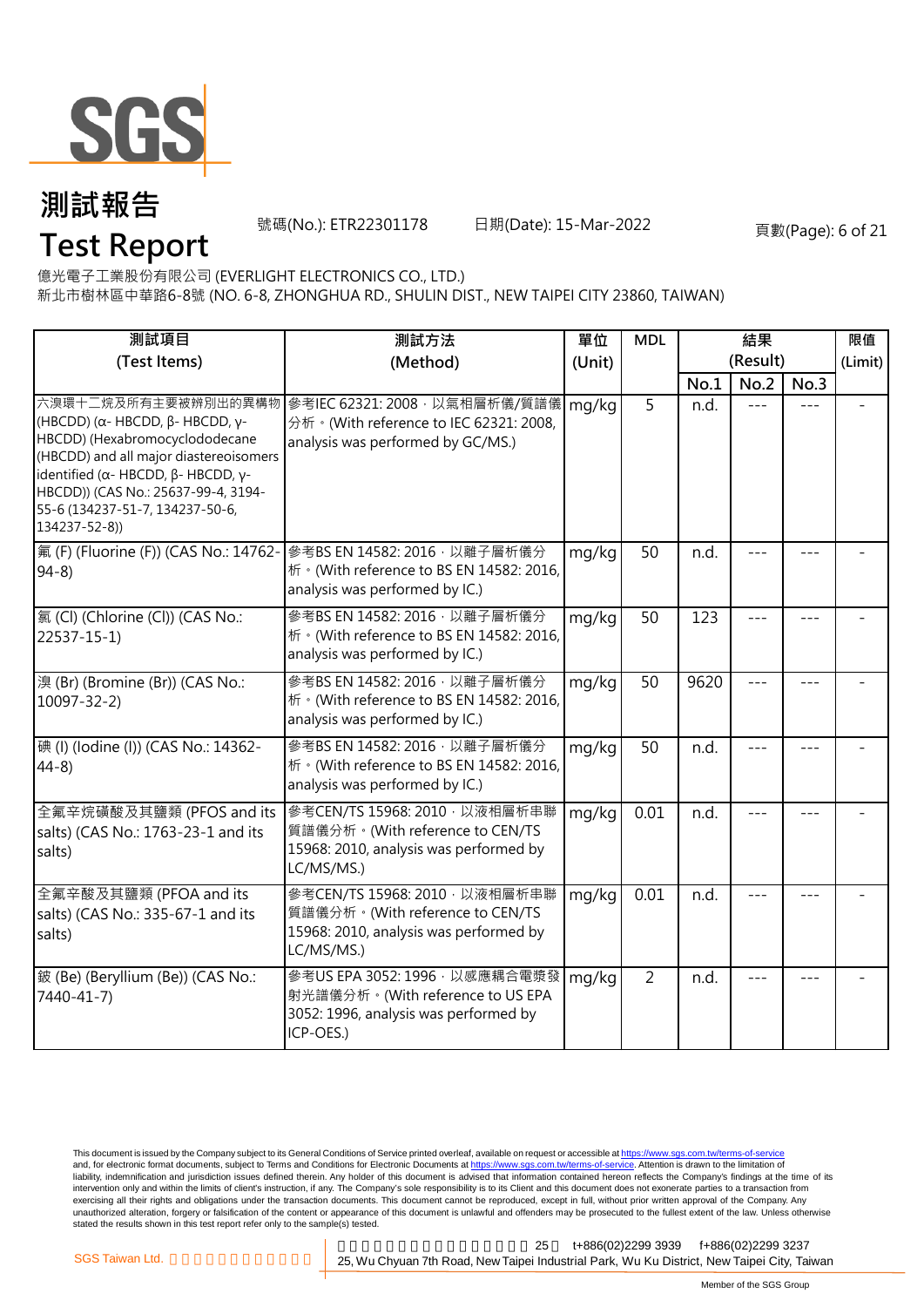# 測試報告
# Test Report

號碼(No.): ETR22301178　　日期(Date): 15-Mar-2022

億光電子工業股份有限公司 (EVERLIGHT ELECTRONICS CO., LTD.)
新北市樹林區中華路6-8號 (NO. 6-8, ZHONGHUA RD., SHULIN DIST., NEW TAIPEI CITY 23860, TAIWAN)

| 測試項目 (Test Items) | 測試方法 (Method) | 單位 (Unit) | MDL | 結果 (Result) | | | 限值 (Limit) |
|---|---|---|---|---|---|---|---|
| | | | | No.1 | No.2 | No.3 | |
| 六溴環十二烷及所有主要被辨別出的異構物 (HBCDD) (α- HBCDD, β- HBCDD, γ- HBCDD) (Hexabromocyclododecane (HBCDD) and all major diastereoisomers identified (α- HBCDD, β- HBCDD, γ- HBCDD)) (CAS No.: 25637-99-4, 3194-55-6 (134237-51-7, 134237-50-6, 134237-52-8)) | 參考IEC 62321: 2008，以氣相層析儀/質譜儀分析。(With reference to IEC 62321: 2008, analysis was performed by GC/MS.) | mg/kg | 5 | n.d. | --- | --- | - |
| 氟 (F) (Fluorine (F)) (CAS No.: 14762-94-8) | 參考BS EN 14582: 2016，以離子層析儀分析。(With reference to BS EN 14582: 2016, analysis was performed by IC.) | mg/kg | 50 | n.d. | --- | --- | - |
| 氯 (Cl) (Chlorine (Cl)) (CAS No.: 22537-15-1) | 參考BS EN 14582: 2016，以離子層析儀分析。(With reference to BS EN 14582: 2016, analysis was performed by IC.) | mg/kg | 50 | 123 | --- | --- | - |
| 溴 (Br) (Bromine (Br)) (CAS No.: 10097-32-2) | 參考BS EN 14582: 2016，以離子層析儀分析。(With reference to BS EN 14582: 2016, analysis was performed by IC.) | mg/kg | 50 | 9620 | --- | --- | - |
| 碘 (I) (Iodine (I)) (CAS No.: 14362-44-8) | 參考BS EN 14582: 2016，以離子層析儀分析。(With reference to BS EN 14582: 2016, analysis was performed by IC.) | mg/kg | 50 | n.d. | --- | --- | - |
| 全氟辛烷磺酸及其鹽類 (PFOS and its salts) (CAS No.: 1763-23-1 and its salts) | 參考CEN/TS 15968: 2010，以液相層析串聯質譜儀分析。(With reference to CEN/TS 15968: 2010, analysis was performed by LC/MS/MS.) | mg/kg | 0.01 | n.d. | --- | --- | - |
| 全氟辛酸及其鹽類 (PFOA and its salts) (CAS No.: 335-67-1 and its salts) | 參考CEN/TS 15968: 2010，以液相層析串聯質譜儀分析。(With reference to CEN/TS 15968: 2010, analysis was performed by LC/MS/MS.) | mg/kg | 0.01 | n.d. | --- | --- | - |
| 鈹 (Be) (Beryllium (Be)) (CAS No.: 7440-41-7) | 參考US EPA 3052: 1996，以感應耦合電漿發射光譜儀分析。(With reference to US EPA 3052: 1996, analysis was performed by ICP-OES.) | mg/kg | 2 | n.d. | --- | --- | - |

This document is issued by the Company subject to its General Conditions of Service printed overleaf, available on request or accessible at https://www.sgs.com.tw/terms-of-service and, for electronic format documents, subject to Terms and Conditions for Electronic Documents at https://www.sgs.com.tw/terms-of-service. Attention is drawn to the limitation of liability, indemnification and jurisdiction issues defined therein. Any holder of this document is advised that information contained hereon reflects the Company's findings at the time of its intervention only and within the limits of client's instruction, if any. The Company's sole responsibility is to its Client and this document does not exonerate parties to a transaction from exercising all their rights and obligations under the transaction documents. This document cannot be reproduced, except in full, without prior written approval of the Company. Any unauthorized alteration, forgery or falsification of the content or appearance of this document is unlawful and offenders may be prosecuted to the fullest extent of the law. Unless otherwise stated the results shown in this test report refer only to the sample(s) tested.

SGS Taiwan Ltd. | 25, Wu Chyuan 7th Road, New Taipei Industrial Park, Wu Ku District, New Taipei City, Taiwan | t+886(02)2299 3939 | f+886(02)2299 3237

Member of the SGS Group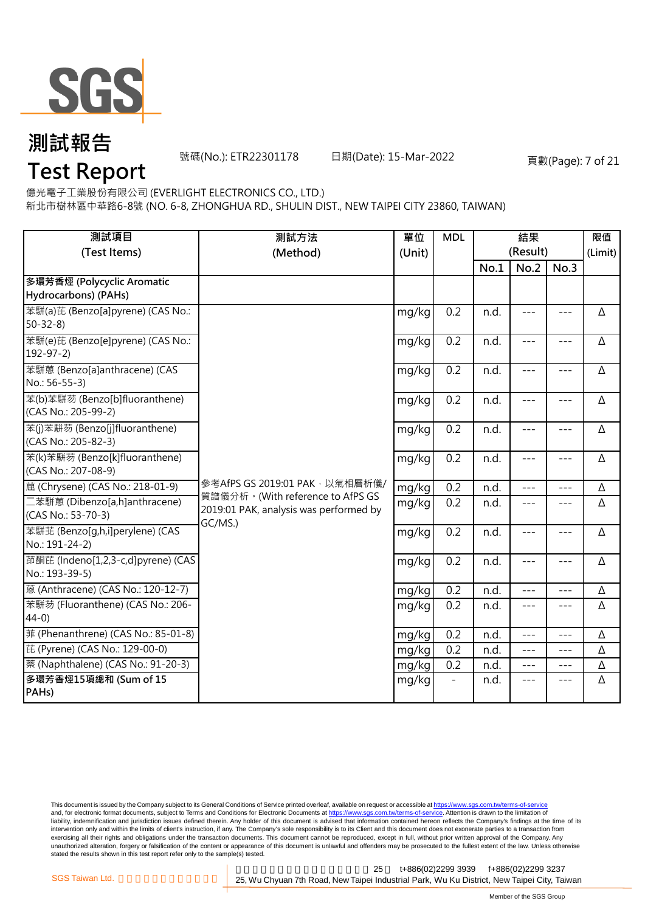# 測試報告
# Test Report

號碼(No.): ETR22301178　　日期(Date): 15-Mar-2022

億光電子工業股份有限公司 (EVERLIGHT ELECTRONICS CO., LTD.)
新北市樹林區中華路6-8號 (NO. 6-8, ZHONGHUA RD., SHULIN DIST., NEW TAIPEI CITY 23860, TAIWAN)

| 測試項目 (Test Items) | 測試方法 (Method) | 單位 (Unit) | MDL | 結果 (Result) | | | 限值 (Limit) |
|---|---|---|---|---|---|---|---|
| | | | | No.1 | No.2 | No.3 | |
| 多環芳香烴 (Polycyclic Aromatic Hydrocarbons) (PAHs) | | | | | | | |
| 苯駢(a)芘 (Benzo[a]pyrene) (CAS No.: 50-32-8) | 參考AfPS GS 2019:01 PAK，以氣相層析儀/質譜儀分析。(With reference to AfPS GS 2019:01 PAK, analysis was performed by GC/MS.) | mg/kg | 0.2 | n.d. | --- | --- | Δ |
| 苯駢(e)芘 (Benzo[e]pyrene) (CAS No.: 192-97-2) | | mg/kg | 0.2 | n.d. | --- | --- | Δ |
| 苯駢蒽 (Benzo[a]anthracene) (CAS No.: 56-55-3) | | mg/kg | 0.2 | n.d. | --- | --- | Δ |
| 苯(b)苯駢芴 (Benzo[b]fluoranthene) (CAS No.: 205-99-2) | | mg/kg | 0.2 | n.d. | --- | --- | Δ |
| 苯(j)苯駢芴 (Benzo[j]fluoranthene) (CAS No.: 205-82-3) | | mg/kg | 0.2 | n.d. | --- | --- | Δ |
| 苯(k)苯駢芴 (Benzo[k]fluoranthene) (CAS No.: 207-08-9) | | mg/kg | 0.2 | n.d. | --- | --- | Δ |
| 䓛 (Chrysene) (CAS No.: 218-01-9) | | mg/kg | 0.2 | n.d. | --- | --- | Δ |
| 二苯駢蒽 (Dibenzo[a,h]anthracene) (CAS No.: 53-70-3) | | mg/kg | 0.2 | n.d. | --- | --- | Δ |
| 苯駢苝 (Benzo[g,h,i]perylene) (CAS No.: 191-24-2) | | mg/kg | 0.2 | n.d. | --- | --- | Δ |
| 茚酮芘 (Indeno[1,2,3-c,d]pyrene) (CAS No.: 193-39-5) | | mg/kg | 0.2 | n.d. | --- | --- | Δ |
| 蒽 (Anthracene) (CAS No.: 120-12-7) | | mg/kg | 0.2 | n.d. | --- | --- | Δ |
| 苯駢芴 (Fluoranthene) (CAS No.: 206-44-0) | | mg/kg | 0.2 | n.d. | --- | --- | Δ |
| 菲 (Phenanthrene) (CAS No.: 85-01-8) | | mg/kg | 0.2 | n.d. | --- | --- | Δ |
| 芘 (Pyrene) (CAS No.: 129-00-0) | | mg/kg | 0.2 | n.d. | --- | --- | Δ |
| 萘 (Naphthalene) (CAS No.: 91-20-3) | | mg/kg | 0.2 | n.d. | --- | --- | Δ |
| 多環芳香烴15項總和 (Sum of 15 PAHs) | | mg/kg | - | n.d. | --- | --- | Δ |

This document is issued by the Company subject to its General Conditions of Service printed overleaf, available on request or accessible at https://www.sgs.com.tw/terms-of-service and, for electronic format documents, subject to Terms and Conditions for Electronic Documents at https://www.sgs.com.tw/terms-of-service. Attention is drawn to the limitation of liability, indemnification and jurisdiction issues defined therein. Any holder of this document is advised that information contained hereon reflects the Company's findings at the time of its intervention only and within the limits of client's instruction, if any. The Company's sole responsibility is to its Client and this document does not exonerate parties to a transaction from exercising all their rights and obligations under the transaction documents. This document cannot be reproduced, except in full, without prior written approval of the Company. Any unauthorized alteration, forgery or falsification of the content or appearance of this document is unlawful and offenders may be prosecuted to the fullest extent of the law. Unless otherwise stated the results shown in this test report refer only to the sample(s) tested.

SGS Taiwan Ltd. 25, Wu Chyuan 7th Road, New Taipei Industrial Park, Wu Ku District, New Taipei City, Taiwan t+886(02)2299 3939 f+886(02)2299 3237

Member of the SGS Group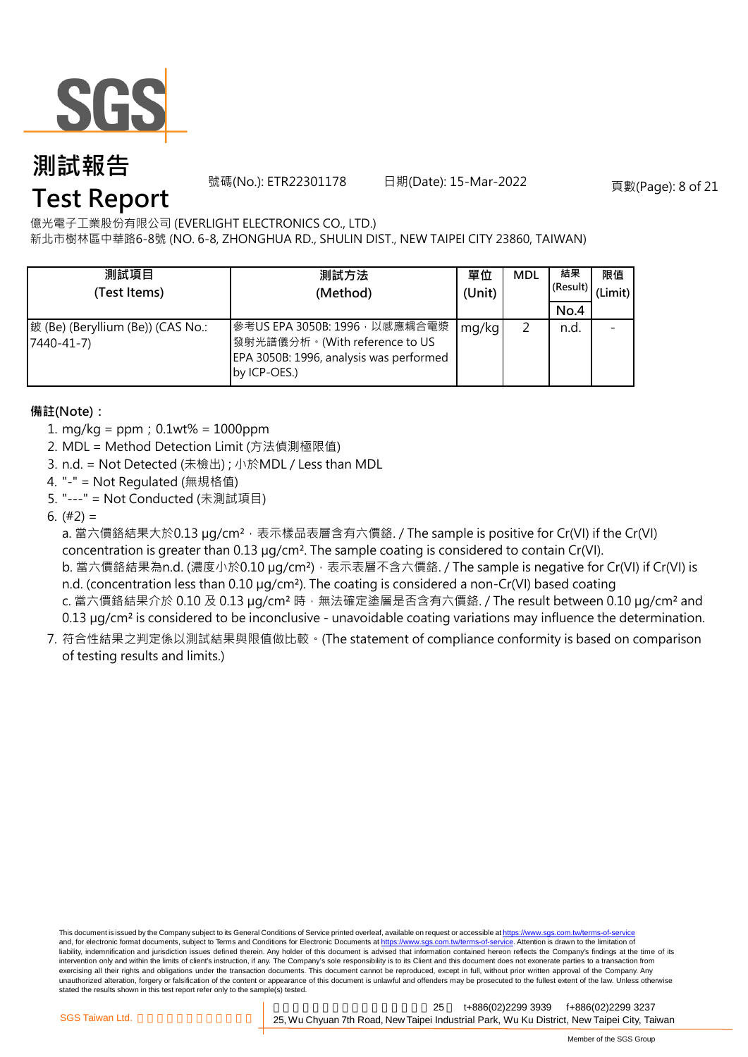# 測試報告
# Test Report

號碼(No.): ETR22301178 日期(Date): 15-Mar-2022

億光電子工業股份有限公司 (EVERLIGHT ELECTRONICS CO., LTD.)
新北市樹林區中華路6-8號 (NO. 6-8, ZHONGHUA RD., SHULIN DIST., NEW TAIPEI CITY 23860, TAIWAN)

| 測試項目 (Test Items) | 測試方法 (Method) | 單位 (Unit) | MDL | 結果 (Result) No.4 | 限值 (Limit) |
|---|---|---|---|---|---|
| 鈹 (Be) (Beryllium (Be)) (CAS No.: 7440-41-7) | 參考US EPA 3050B: 1996，以感應耦合電漿發射光譜儀分析。(With reference to US EPA 3050B: 1996, analysis was performed by ICP-OES.) | mg/kg | 2 | n.d. | - |

**備註(Note)：**

1. mg/kg = ppm；0.1wt% = 1000ppm
2. MDL = Method Detection Limit (方法偵測極限值)
3. n.d. = Not Detected (未檢出) ; 小於MDL / Less than MDL
4. "-" = Not Regulated (無規格值)
5. "---" = Not Conducted (未測試項目)
6. (#2) =
   a. 當六價鉻結果大於0.13 μg/cm²，表示樣品表層含有六價鉻. / The sample is positive for Cr(VI) if the Cr(VI) concentration is greater than 0.13 μg/cm². The sample coating is considered to contain Cr(VI).
   b. 當六價鉻結果為n.d. (濃度小於0.10 μg/cm²)，表示表層不含六價鉻. / The sample is negative for Cr(VI) if Cr(VI) is n.d. (concentration less than 0.10 μg/cm²). The coating is considered a non-Cr(VI) based coating
   c. 當六價鉻結果介於 0.10 及 0.13 μg/cm² 時，無法確定塗層是否含有六價鉻. / The result between 0.10 μg/cm² and 0.13 μg/cm² is considered to be inconclusive - unavoidable coating variations may influence the determination.
7. 符合性結果之判定係以測試結果與限值做比較。(The statement of compliance conformity is based on comparison of testing results and limits.)

This document is issued by the Company subject to its General Conditions of Service printed overleaf, available on request or accessible at https://www.sgs.com.tw/terms-of-service and, for electronic format documents, subject to Terms and Conditions for Electronic Documents at https://www.sgs.com.tw/terms-of-service. Attention is drawn to the limitation of liability, indemnification and jurisdiction issues defined therein. Any holder of this document is advised that information contained hereon reflects the Company's findings at the time of its intervention only and within the limits of client's instruction, if any. The Company's sole responsibility is to its Client and this document does not exonerate parties to a transaction from exercising all their rights and obligations under the transaction documents. This document cannot be reproduced, except in full, without prior written approval of the Company. Any unauthorized alteration, forgery or falsification of the content or appearance of this document is unlawful and offenders may be prosecuted to the fullest extent of the law. Unless otherwise stated the results shown in this test report refer only to the sample(s) tested.

SGS Taiwan Ltd. 25, Wu Chyuan 7th Road, New Taipei Industrial Park, Wu Ku District, New Taipei City, Taiwan t+886(02)2299 3939 f+886(02)2299 3237

Member of the SGS Group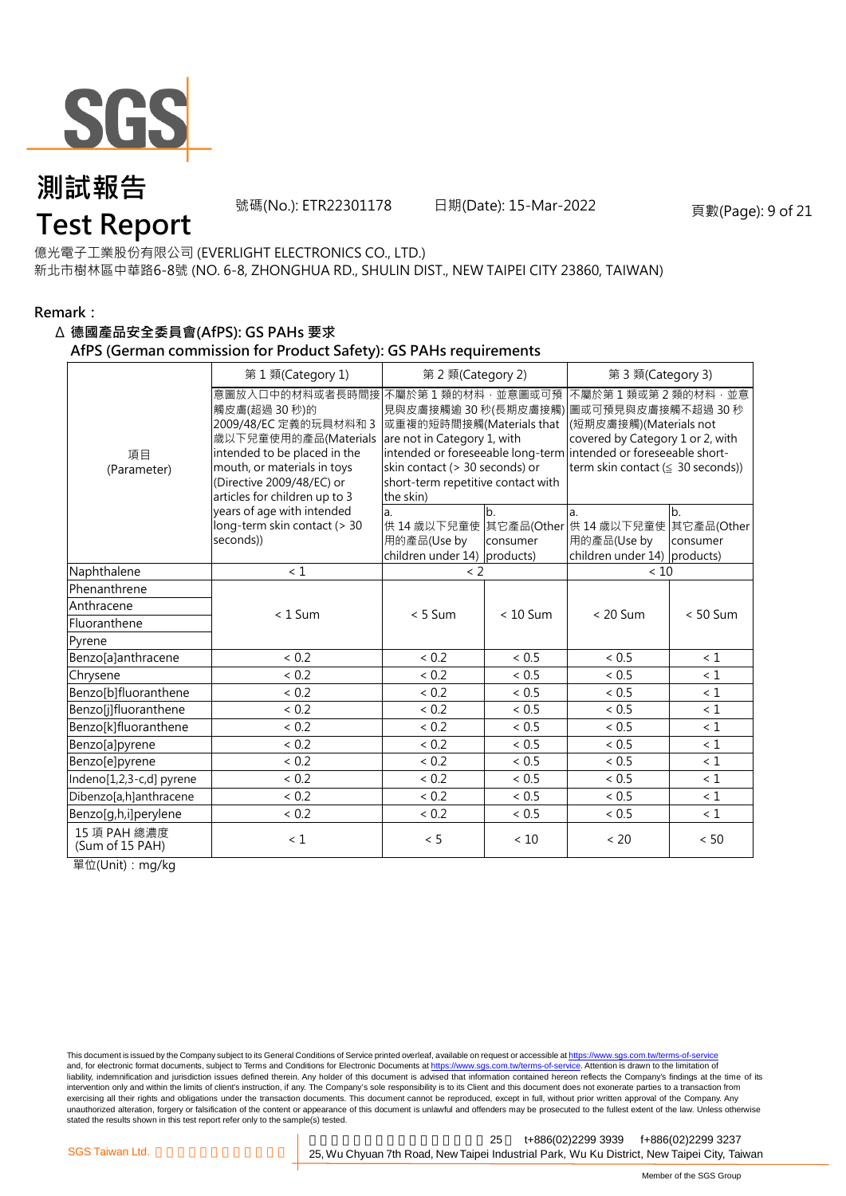億光電子工業股份有限公司 (EVERLIGHT ELECTRONICS CO., LTD.)
新北市樹林區中華路6-8號 (NO. 6-8, ZHONGHUA RD., SHULIN DIST., NEW TAIPEI CITY 23860, TAIWAN)

**Remark：**

**Δ 德國產品安全委員會(AfPS): GS PAHs 要求**
**AfPS (German commission for Product Safety): GS PAHs requirements**

| 項目 (Parameter) | 第 1 類(Category 1) | 第 2 類(Category 2) | | 第 3 類(Category 3) | |
|---|---|---|---|---|---|
| | 意圖放入口中的材料或者長時間接觸皮膚(超過 30 秒)的 2009/48/EC 定義的玩具材料和 3 歲以下兒童使用的產品(Materials intended to be placed in the mouth, or materials in toys (Directive 2009/48/EC) or articles for children up to 3 years of age with intended long-term skin contact (> 30 seconds)) | 不屬於第 1 類的材料，並意圖或可預見與皮膚接觸逾 30 秒(長期皮膚接觸)或重複的短時間接觸(Materials that are not in Category 1, with intended or foreseeable long-term skin contact (> 30 seconds) or short-term repetitive contact with the skin) | | 不屬於第 1 類或第 2 類的材料，並意圖或可預見與皮膚接觸不超過 30 秒(短期皮膚接觸)(Materials not covered by Category 1 or 2, with intended or foreseeable short-term skin contact (≦ 30 seconds)) | |
| | | a. 供 14 歲以下兒童使用的產品(Use by children under 14) | b. 其它產品(Other consumer products) | a. 供 14 歲以下兒童使用的產品(Use by children under 14) | b. 其它產品(Other consumer products) |
| Naphthalene | < 1 | < 2 | | < 10 | |
| Phenanthrene | < 1 Sum | < 5 Sum | < 10 Sum | < 20 Sum | < 50 Sum |
| Anthracene | | | | | |
| Fluoranthene | | | | | |
| Pyrene | | | | | |
| Benzo[a]anthracene | < 0.2 | < 0.2 | < 0.5 | < 0.5 | < 1 |
| Chrysene | < 0.2 | < 0.2 | < 0.5 | < 0.5 | < 1 |
| Benzo[b]fluoranthene | < 0.2 | < 0.2 | < 0.5 | < 0.5 | < 1 |
| Benzo[j]fluoranthene | < 0.2 | < 0.2 | < 0.5 | < 0.5 | < 1 |
| Benzo[k]fluoranthene | < 0.2 | < 0.2 | < 0.5 | < 0.5 | < 1 |
| Benzo[a]pyrene | < 0.2 | < 0.2 | < 0.5 | < 0.5 | < 1 |
| Benzo[e]pyrene | < 0.2 | < 0.2 | < 0.5 | < 0.5 | < 1 |
| Indeno[1,2,3-c,d] pyrene | < 0.2 | < 0.2 | < 0.5 | < 0.5 | < 1 |
| Dibenzo[a,h]anthracene | < 0.2 | < 0.2 | < 0.5 | < 0.5 | < 1 |
| Benzo[g,h,i]perylene | < 0.2 | < 0.2 | < 0.5 | < 0.5 | < 1 |
| 15 項 PAH 總濃度 (Sum of 15 PAH) | < 1 | < 5 | < 10 | < 20 | < 50 |

單位(Unit)：mg/kg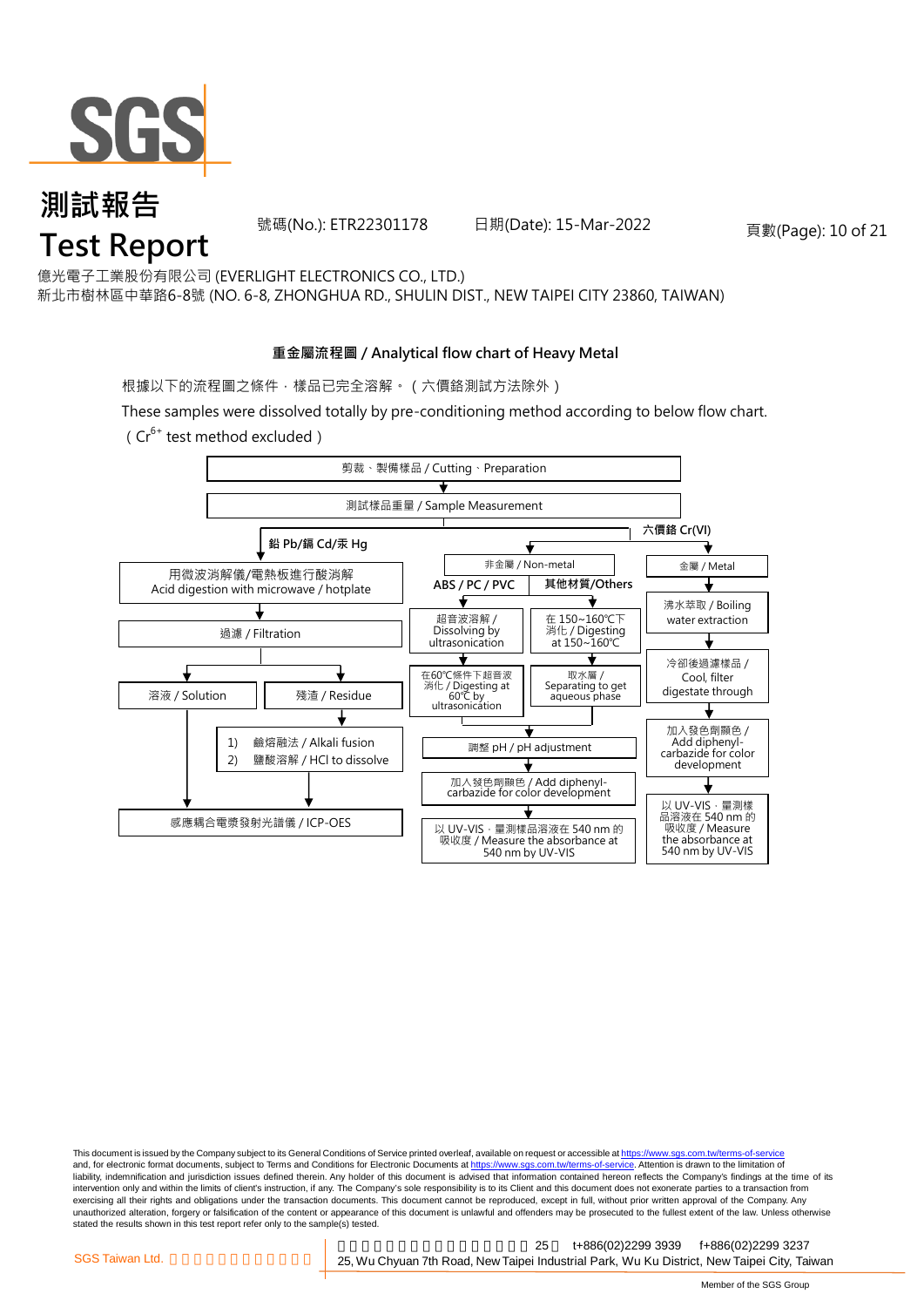# 測試報告
# Test Report

號碼(No.): ETR22301178　　日期(Date): 15-Mar-2022

億光電子工業股份有限公司 (EVERLIGHT ELECTRONICS CO., LTD.)
新北市樹林區中華路6-8號 (NO. 6-8, ZHONGHUA RD., SHULIN DIST., NEW TAIPEI CITY 23860, TAIWAN)

## 重金屬流程圖 / Analytical flow chart of Heavy Metal

根據以下的流程圖之條件，樣品已完全溶解。（六價鉻測試方法除外）

These samples were dissolved totally by pre-conditioning method according to below flow chart.
（$Cr^{6+}$ test method excluded）

剪裁、製備樣品 / Cutting、Preparation
↓
測試樣品重量 / Sample Measurement

**鉛 Pb/鎘 Cd/汞 Hg**
- 用微波消解儀/電熱板進行酸消解 / Acid digestion with microwave / hotplate
- ↓ 過濾 / Filtration
  - 溶液 / Solution → 感應耦合電漿發射光譜儀 / ICP-OES
  - 殘渣 / Residue → 1) 鹼熔融法 / Alkali fusion 2) 鹽酸溶解 / HCl to dissolve → 感應耦合電漿發射光譜儀 / ICP-OES

**六價鉻 Cr(VI)**
- 非金屬 / Non-metal
  - **ABS / PC / PVC**: 超音波溶解 / Dissolving by ultrasonication → 在60℃條件下超音波消化 / Digesting at 60℃ by ultrasonication
  - **其他材質/Others**: 在 150~160℃下消化 / Digesting at 150~160℃ → 取水層 / Separating to get aqueous phase
  - → 調整 pH / pH adjustment → 加入發色劑顯色 / Add diphenyl-carbazide for color development → 以 UV-VIS，量測樣品溶液在 540 nm 的吸收度 / Measure the absorbance at 540 nm by UV-VIS
- 金屬 / Metal
  - 沸水萃取 / Boiling water extraction → 冷卻後過濾樣品 / Cool, filter digestate through → 加入發色劑顯色 / Add diphenyl-carbazide for color development → 以 UV-VIS，量測樣品溶液在 540 nm 的吸收度 / Measure the absorbance at 540 nm by UV-VIS

This document is issued by the Company subject to its General Conditions of Service printed overleaf, available on request or accessible at https://www.sgs.com.tw/terms-of-service and, for electronic format documents, subject to Terms and Conditions for Electronic Documents at https://www.sgs.com.tw/terms-of-service. Attention is drawn to the limitation of liability, indemnification and jurisdiction issues defined therein. Any holder of this document is advised that information contained hereon reflects the Company's findings at the time of its intervention only and within the limits of client's instruction, if any. The Company's sole responsibility is to its Client and this document does not exonerate parties to a transaction from exercising all their rights and obligations under the transaction documents. This document cannot be reproduced, except in full, without prior written approval of the Company. Any unauthorized alteration, forgery or falsification of the content or appearance of this document is unlawful and offenders may be prosecuted to the fullest extent of the law. Unless otherwise stated the results shown in this test report refer only to the sample(s) tested.

SGS Taiwan Ltd. 25, Wu Chyuan 7th Road, New Taipei Industrial Park, Wu Ku District, New Taipei City, Taiwan t+886(02)2299 3939 f+886(02)2299 3237

Member of the SGS Group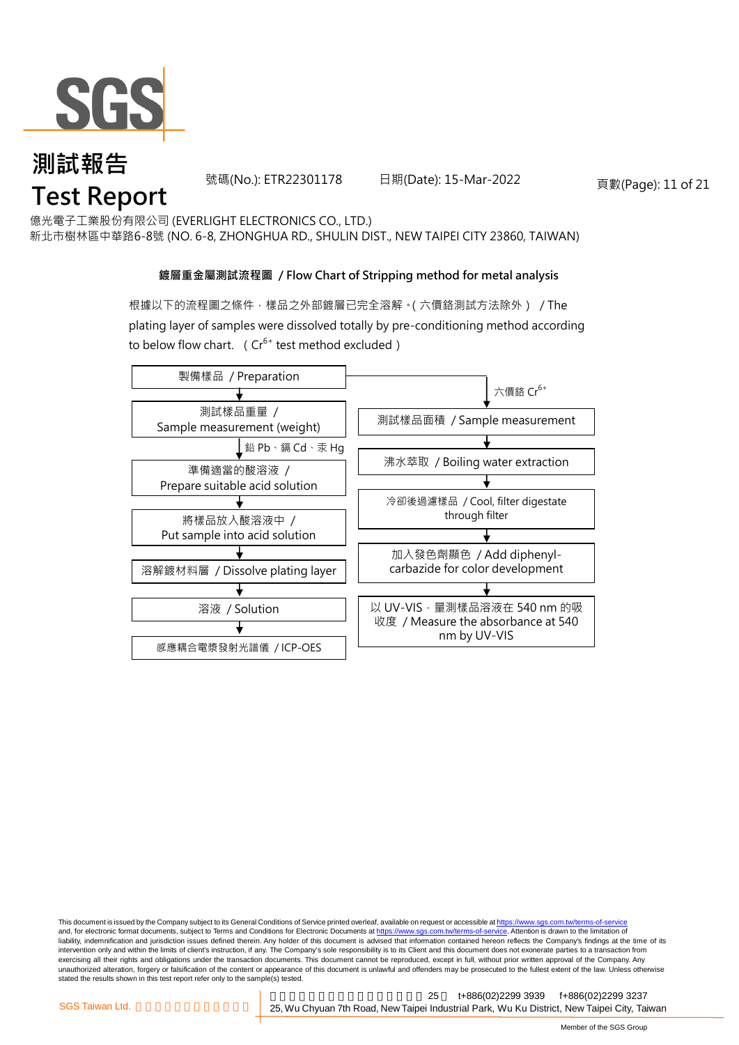測試報告

Test Report

號碼(No.): ETR22301178　　日期(Date): 15-Mar-2022

億光電子工業股份有限公司 (EVERLIGHT ELECTRONICS CO., LTD.)
新北市樹林區中華路6-8號 (NO. 6-8, ZHONGHUA RD., SHULIN DIST., NEW TAIPEI CITY 23860, TAIWAN)

## 鍍層重金屬測試流程圖 / Flow Chart of Stripping method for metal analysis

根據以下的流程圖之條件，樣品之外部鍍層已完全溶解。( 六價鉻測試方法除外 ) / The plating layer of samples were dissolved totally by pre-conditioning method according to below flow chart. ( $Cr^{6+}$ test method excluded )

製備樣品 / Preparation

**鉛 Pb、鎘 Cd、汞 Hg:**

1. 測試樣品重量 / Sample measurement (weight)
2. 準備適當的酸溶液 / Prepare suitable acid solution
3. 將樣品放入酸溶液中 / Put sample into acid solution
4. 溶解鍍材料層 / Dissolve plating layer
5. 溶液 / Solution
6. 感應耦合電漿發射光譜儀 / ICP-OES

**六價鉻 $Cr^{6+}$:**

1. 測試樣品面積 / Sample measurement
2. 沸水萃取 / Boiling water extraction
3. 冷卻後過濾樣品 / Cool, filter digestate through filter
4. 加入發色劑顯色 / Add diphenyl-carbazide for color development
5. 以 UV-VIS，量測樣品溶液在 540 nm 的吸收度 / Measure the absorbance at 540 nm by UV-VIS

This document is issued by the Company subject to its General Conditions of Service printed overleaf, available on request or accessible at https://www.sgs.com.tw/terms-of-service and, for electronic format documents, subject to Terms and Conditions for Electronic Documents at https://www.sgs.com.tw/terms-of-service. Attention is drawn to the limitation of liability, indemnification and jurisdiction issues defined therein. Any holder of this document is advised that information contained hereon reflects the Company's findings at the time of its intervention only and within the limits of client's instruction, if any. The Company's sole responsibility is to its Client and this document does not exonerate parties to a transaction from exercising all their rights and obligations under the transaction documents. This document cannot be reproduced, except in full, without prior written approval of the Company. Any unauthorized alteration, forgery or falsification of the content or appearance of this document is unlawful and offenders may be prosecuted to the fullest extent of the law. Unless otherwise stated the results shown in this test report refer only to the sample(s) tested.

SGS Taiwan Ltd. 25, Wu Chyuan 7th Road, New Taipei Industrial Park, Wu Ku District, New Taipei City, Taiwan　t+886(02)2299 3939　f+886(02)2299 3237

Member of the SGS Group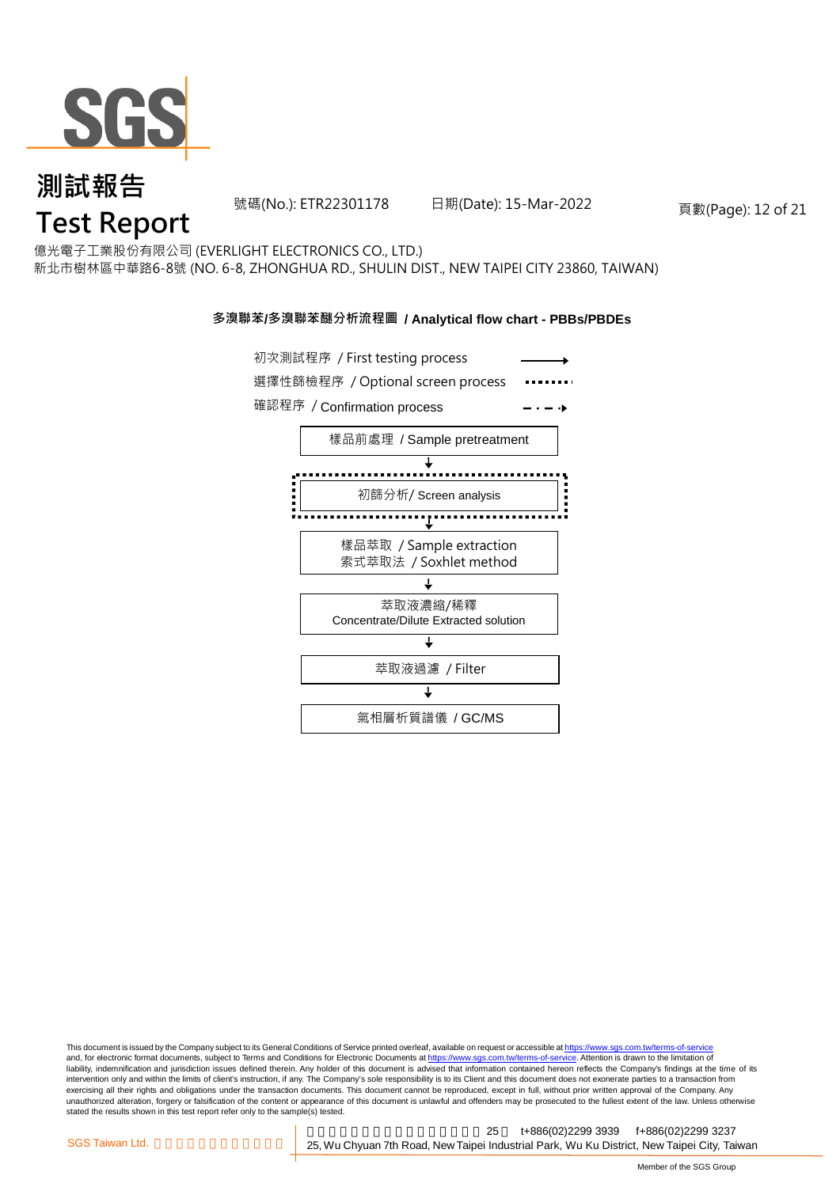# 測試報告
# Test Report

號碼(No.): ETR22301178　　日期(Date): 15-Mar-2022

億光電子工業股份有限公司 (EVERLIGHT ELECTRONICS CO., LTD.)
新北市樹林區中華路6-8號 (NO. 6-8, ZHONGHUA RD., SHULIN DIST., NEW TAIPEI CITY 23860, TAIWAN)

**多溴聯苯/多溴聯苯醚分析流程圖 / Analytical flow chart - PBBs/PBDEs**

- 初次測試程序 / First testing process (solid arrow)
- 選擇性篩檢程序 / Optional screen process (dotted line)
- 確認程序 / Confirmation process (dash-dot arrow)

樣品前處理 / Sample pretreatment
↓
初篩分析/ Screen analysis
↓
樣品萃取 / Sample extraction
索式萃取法 / Soxhlet method
↓
萃取液濃縮/稀釋
Concentrate/Dilute Extracted solution
↓
萃取液過濾 / Filter
↓
氣相層析質譜儀 / GC/MS

This document is issued by the Company subject to its General Conditions of Service printed overleaf, available on request or accessible at https://www.sgs.com.tw/terms-of-service and, for electronic format documents, subject to Terms and Conditions for Electronic Documents at https://www.sgs.com.tw/terms-of-service. Attention is drawn to the limitation of liability, indemnification and jurisdiction issues defined therein. Any holder of this document is advised that information contained hereon reflects the Company's findings at the time of its intervention only and within the limits of client's instruction, if any. The Company's sole responsibility is to its Client and this document does not exonerate parties to a transaction from exercising all their rights and obligations under the transaction documents. This document cannot be reproduced, except in full, without prior written approval of the Company. Any unauthorized alteration, forgery or falsification of the content or appearance of this document is unlawful and offenders may be prosecuted to the fullest extent of the law. Unless otherwise stated the results shown in this test report refer only to the sample(s) tested.

SGS Taiwan Ltd. 25, Wu Chyuan 7th Road, New Taipei Industrial Park, Wu Ku District, New Taipei City, Taiwan t+886(02)2299 3939 f+886(02)2299 3237

Member of the SGS Group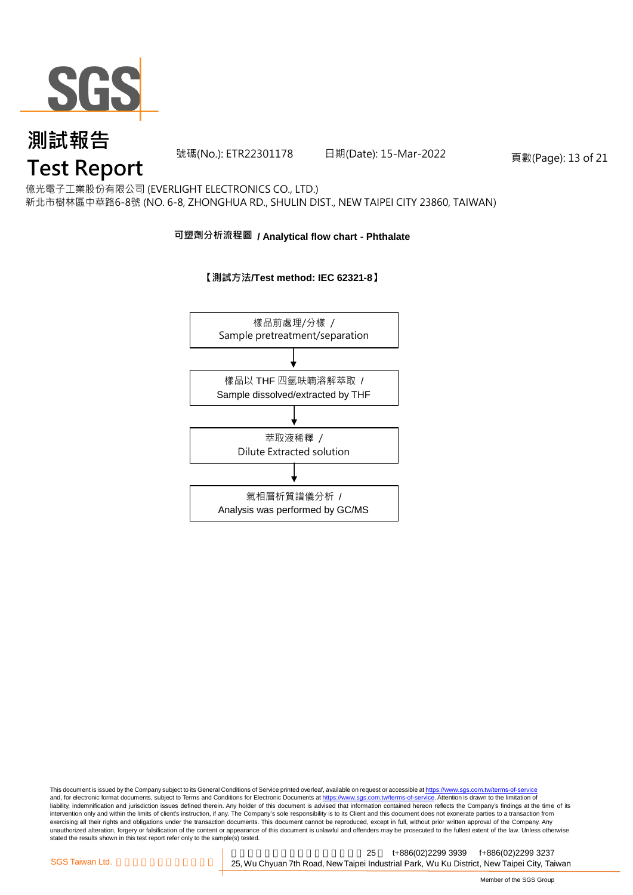# 測試報告
# Test Report

號碼(No.): ETR22301178　　日期(Date): 15-Mar-2022

億光電子工業股份有限公司 (EVERLIGHT ELECTRONICS CO., LTD.)
新北市樹林區中華路6-8號 (NO. 6-8, ZHONGHUA RD., SHULIN DIST., NEW TAIPEI CITY 23860, TAIWAN)

## 可塑劑分析流程圖 / Analytical flow chart - Phthalate

**【測試方法/Test method: IEC 62321-8】**

樣品前處理/分樣 /
Sample pretreatment/separation

↓

樣品以 THF 四氫呋喃溶解萃取 /
Sample dissolved/extracted by THF

↓

萃取液稀釋 /
Dilute Extracted solution

↓

氣相層析質譜儀分析 /
Analysis was performed by GC/MS

This document is issued by the Company subject to its General Conditions of Service printed overleaf, available on request or accessible at https://www.sgs.com.tw/terms-of-service and, for electronic format documents, subject to Terms and Conditions for Electronic Documents at https://www.sgs.com.tw/terms-of-service. Attention is drawn to the limitation of liability, indemnification and jurisdiction issues defined therein. Any holder of this document is advised that information contained hereon reflects the Company's findings at the time of its intervention only and within the limits of client's instruction, if any. The Company's sole responsibility is to its Client and this document does not exonerate parties to a transaction from exercising all their rights and obligations under the transaction documents. This document cannot be reproduced, except in full, without prior written approval of the Company. Any unauthorized alteration, forgery or falsification of the content or appearance of this document is unlawful and offenders may be prosecuted to the fullest extent of the law. Unless otherwise stated the results shown in this test report refer only to the sample(s) tested.

SGS Taiwan Ltd. | 25 t+886(02)2299 3939 f+886(02)2299 3237
25, Wu Chyuan 7th Road, New Taipei Industrial Park, Wu Ku District, New Taipei City, Taiwan

Member of the SGS Group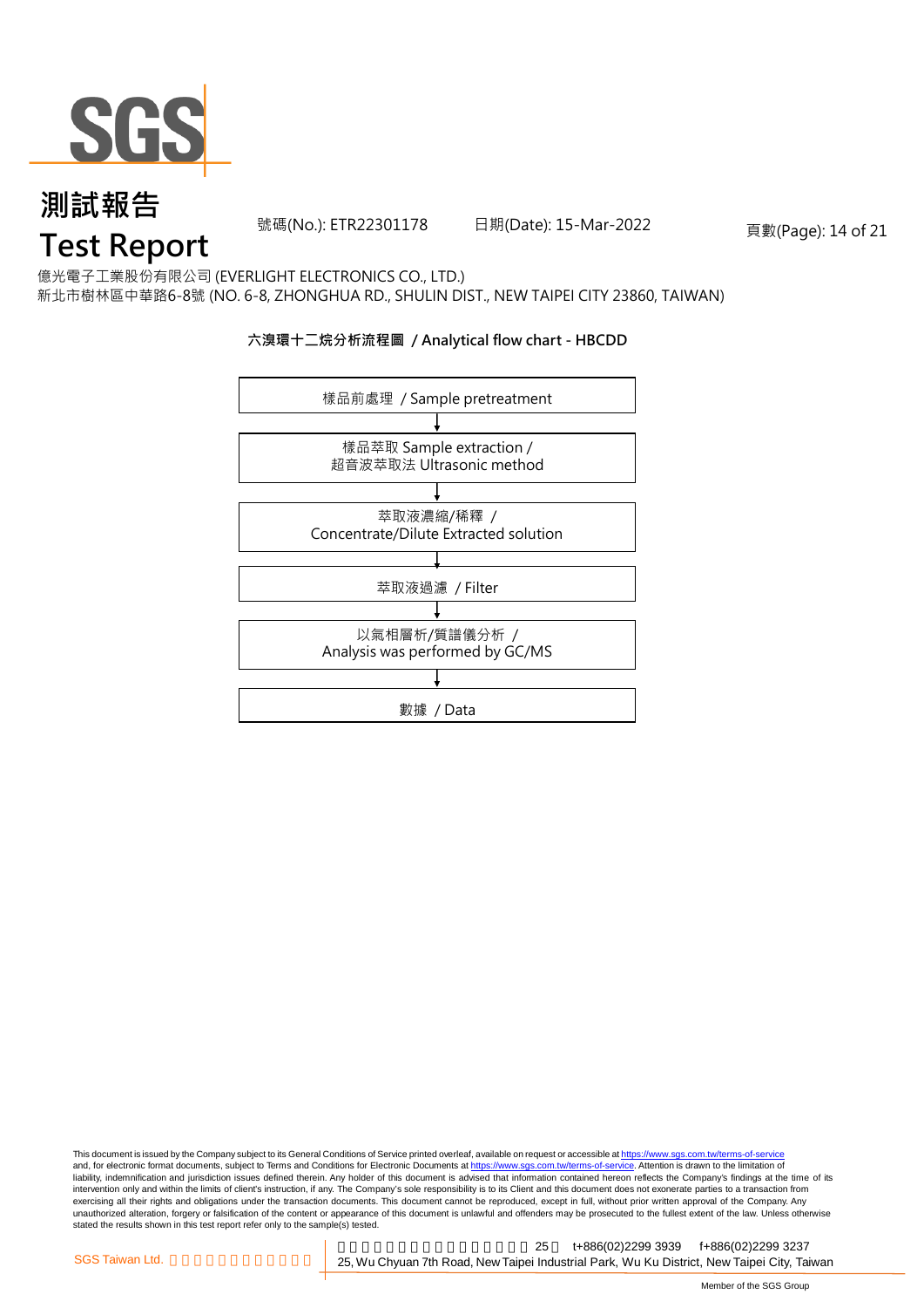# 測試報告
# Test Report

號碼(No.): ETR22301178　　日期(Date): 15-Mar-2022

億光電子工業股份有限公司 (EVERLIGHT ELECTRONICS CO., LTD.)
新北市樹林區中華路6-8號 (NO. 6-8, ZHONGHUA RD., SHULIN DIST., NEW TAIPEI CITY 23860, TAIWAN)

**六溴環十二烷分析流程圖 / Analytical flow chart - HBCDD**

樣品前處理 / Sample pretreatment

↓

樣品萃取 Sample extraction /
超音波萃取法 Ultrasonic method

↓

萃取液濃縮/稀釋 /
Concentrate/Dilute Extracted solution

↓

萃取液過濾 / Filter

↓

以氣相層析/質譜儀分析 /
Analysis was performed by GC/MS

↓

數據 / Data

This document is issued by the Company subject to its General Conditions of Service printed overleaf, available on request or accessible at https://www.sgs.com.tw/terms-of-service and, for electronic format documents, subject to Terms and Conditions for Electronic Documents at https://www.sgs.com.tw/terms-of-service. Attention is drawn to the limitation of liability, indemnification and jurisdiction issues defined therein. Any holder of this document is advised that information contained hereon reflects the Company's findings at the time of its intervention only and within the limits of client's instruction, if any. The Company's sole responsibility is to its Client and this document does not exonerate parties to a transaction from exercising all their rights and obligations under the transaction documents. This document cannot be reproduced, except in full, without prior written approval of the Company. Any unauthorized alteration, forgery or falsification of the content or appearance of this document is unlawful and offenders may be prosecuted to the fullest extent of the law. Unless otherwise stated the results shown in this test report refer only to the sample(s) tested.

SGS Taiwan Ltd. 25 t+886(02)2299 3939 f+886(02)2299 3237
25, Wu Chyuan 7th Road, New Taipei Industrial Park, Wu Ku District, New Taipei City, Taiwan

Member of the SGS Group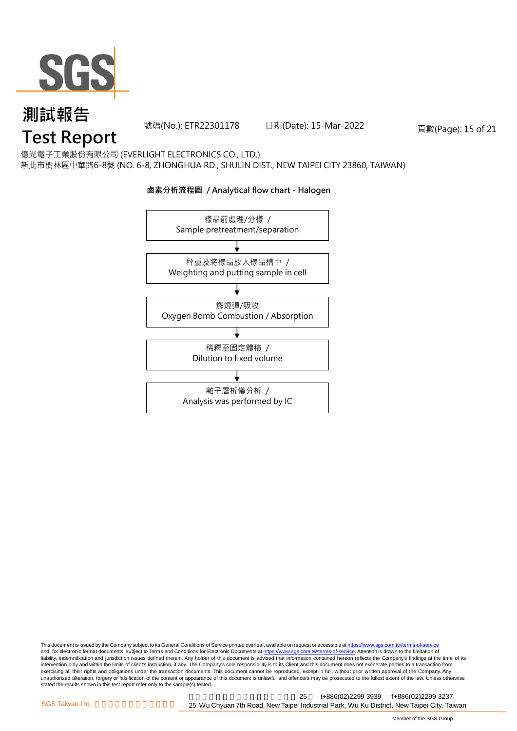# 測試報告
# Test Report

號碼(No.): ETR22301178　　日期(Date): 15-Mar-2022

億光電子工業股份有限公司 (EVERLIGHT ELECTRONICS CO., LTD.)
新北市樹林區中華路6-8號 (NO. 6-8, ZHONGHUA RD., SHULIN DIST., NEW TAIPEI CITY 23860, TAIWAN)

**鹵素分析流程圖 / Analytical flow chart - Halogen**

樣品前處理/分樣 / Sample pretreatment/separation

↓

秤重及將樣品放入樣品槽中 / Weighting and putting sample in cell

↓

燃燒彈/吸收 Oxygen Bomb Combustion / Absorption

↓

稀釋至固定體積 / Dilution to fixed volume

↓

離子層析儀分析 / Analysis was performed by IC

This document is issued by the Company subject to its General Conditions of Service printed overleaf, available on request or accessible at https://www.sgs.com.tw/terms-of-service and, for electronic format documents, subject to Terms and Conditions for Electronic Documents at https://www.sgs.com.tw/terms-of-service. Attention is drawn to the limitation of liability, indemnification and jurisdiction issues defined therein. Any holder of this document is advised that information contained hereon reflects the Company's findings at the time of its intervention only and within the limits of client's instruction, if any. The Company's sole responsibility is to its Client and this document does not exonerate parties to a transaction from exercising all their rights and obligations under the transaction documents. This document cannot be reproduced, except in full, without prior written approval of the Company. Any unauthorized alteration, forgery or falsification of the content or appearance of this document is unlawful and offenders may be prosecuted to the fullest extent of the law. Unless otherwise stated the results shown in this test report refer only to the sample(s) tested.

SGS Taiwan Ltd. 台灣檢驗科技股份有限公司 | 新北市五股區新北產業園區五權七路25號 t+886(02)2299 3939 f+886(02)2299 3237
25, Wu Chyuan 7th Road, New Taipei Industrial Park, Wu Ku District, New Taipei City, Taiwan

Member of the SGS Group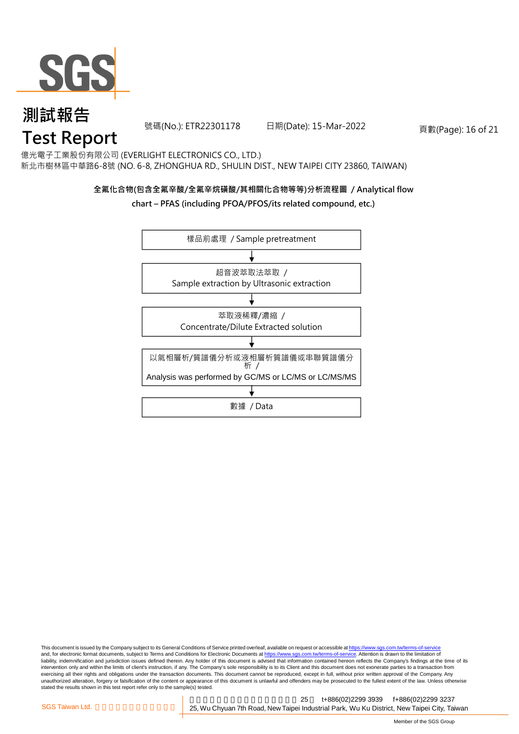# 測試報告
# Test Report

號碼(No.): ETR22301178 日期(Date): 15-Mar-2022

億光電子工業股份有限公司 (EVERLIGHT ELECTRONICS CO., LTD.)
新北市樹林區中華路6-8號 (NO. 6-8, ZHONGHUA RD., SHULIN DIST., NEW TAIPEI CITY 23860, TAIWAN)

**全氟化合物(包含全氟辛酸/全氟辛烷磺酸/其相關化合物等等)分析流程圖 / Analytical flow chart – PFAS (including PFOA/PFOS/its related compound, etc.)**

樣品前處理 / Sample pretreatment

↓

超音波萃取法萃取 / Sample extraction by Ultrasonic extraction

↓

萃取液稀釋/濃縮 / Concentrate/Dilute Extracted solution

↓

以氣相層析/質譜儀分析或液相層析質譜儀或串聯質譜儀分析 / Analysis was performed by GC/MS or LC/MS or LC/MS/MS

↓

數據 / Data

This document is issued by the Company subject to its General Conditions of Service printed overleaf, available on request or accessible at https://www.sgs.com.tw/terms-of-service and, for electronic format documents, subject to Terms and Conditions for Electronic Documents at https://www.sgs.com.tw/terms-of-service. Attention is drawn to the limitation of liability, indemnification and jurisdiction issues defined therein. Any holder of this document is advised that information contained hereon reflects the Company's findings at the time of its intervention only and within the limits of client's instruction, if any. The Company's sole responsibility is to its Client and this document does not exonerate parties to a transaction from exercising all their rights and obligations under the transaction documents. This document cannot be reproduced, except in full, without prior written approval of the Company. Any unauthorized alteration, forgery or falsification of the content or appearance of this document is unlawful and offenders may be prosecuted to the fullest extent of the law. Unless otherwise stated the results shown in this test report refer only to the sample(s) tested.

SGS Taiwan Ltd. 25, Wu Chyuan 7th Road, New Taipei Industrial Park, Wu Ku District, New Taipei City, Taiwan t+886(02)2299 3939 f+886(02)2299 3237

Member of the SGS Group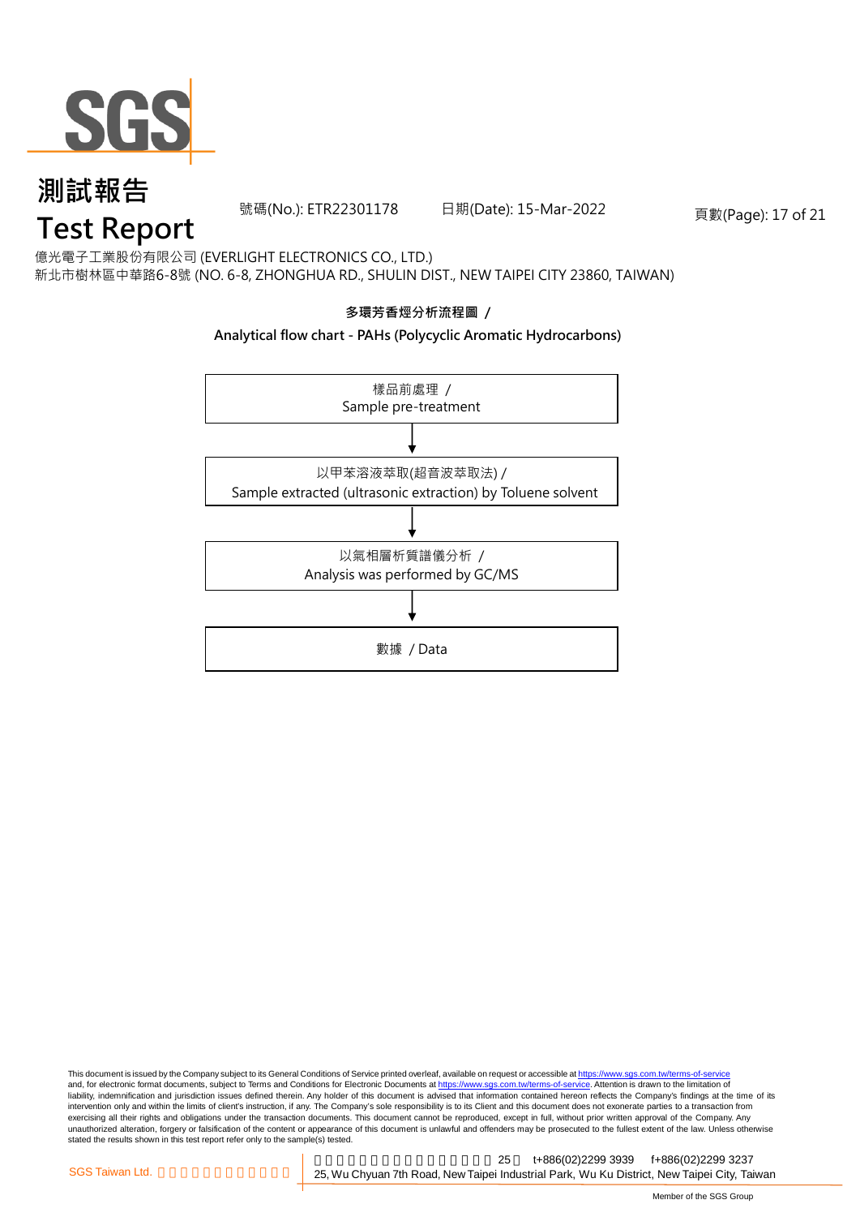# 測試報告

# Test Report

號碼(No.): ETR22301178　　日期(Date): 15-Mar-2022

億光電子工業股份有限公司 (EVERLIGHT ELECTRONICS CO., LTD.)

新北市樹林區中華路6-8號 (NO. 6-8, ZHONGHUA RD., SHULIN DIST., NEW TAIPEI CITY 23860, TAIWAN)

**多環芳香烴分析流程圖 /**

**Analytical flow chart - PAHs (Polycyclic Aromatic Hydrocarbons)**

樣品前處理 /
Sample pre-treatment

↓

以甲苯溶液萃取(超音波萃取法) /
Sample extracted (ultrasonic extraction) by Toluene solvent

↓

以氣相層析質譜儀分析 /
Analysis was performed by GC/MS

↓

數據 / Data

This document is issued by the Company subject to its General Conditions of Service printed overleaf, available on request or accessible at https://www.sgs.com.tw/terms-of-service and, for electronic format documents, subject to Terms and Conditions for Electronic Documents at https://www.sgs.com.tw/terms-of-service. Attention is drawn to the limitation of liability, indemnification and jurisdiction issues defined therein. Any holder of this document is advised that information contained hereon reflects the Company's findings at the time of its intervention only and within the limits of client's instruction, if any. The Company's sole responsibility is to its Client and this document does not exonerate parties to a transaction from exercising all their rights and obligations under the transaction documents. This document cannot be reproduced, except in full, without prior written approval of the Company. Any unauthorized alteration, forgery or falsification of the content or appearance of this document is unlawful and offenders may be prosecuted to the fullest extent of the law. Unless otherwise stated the results shown in this test report refer only to the sample(s) tested.

SGS Taiwan Ltd. 25 t+886(02)2299 3939 f+886(02)2299 3237
25, Wu Chyuan 7th Road, New Taipei Industrial Park, Wu Ku District, New Taipei City, Taiwan

Member of the SGS Group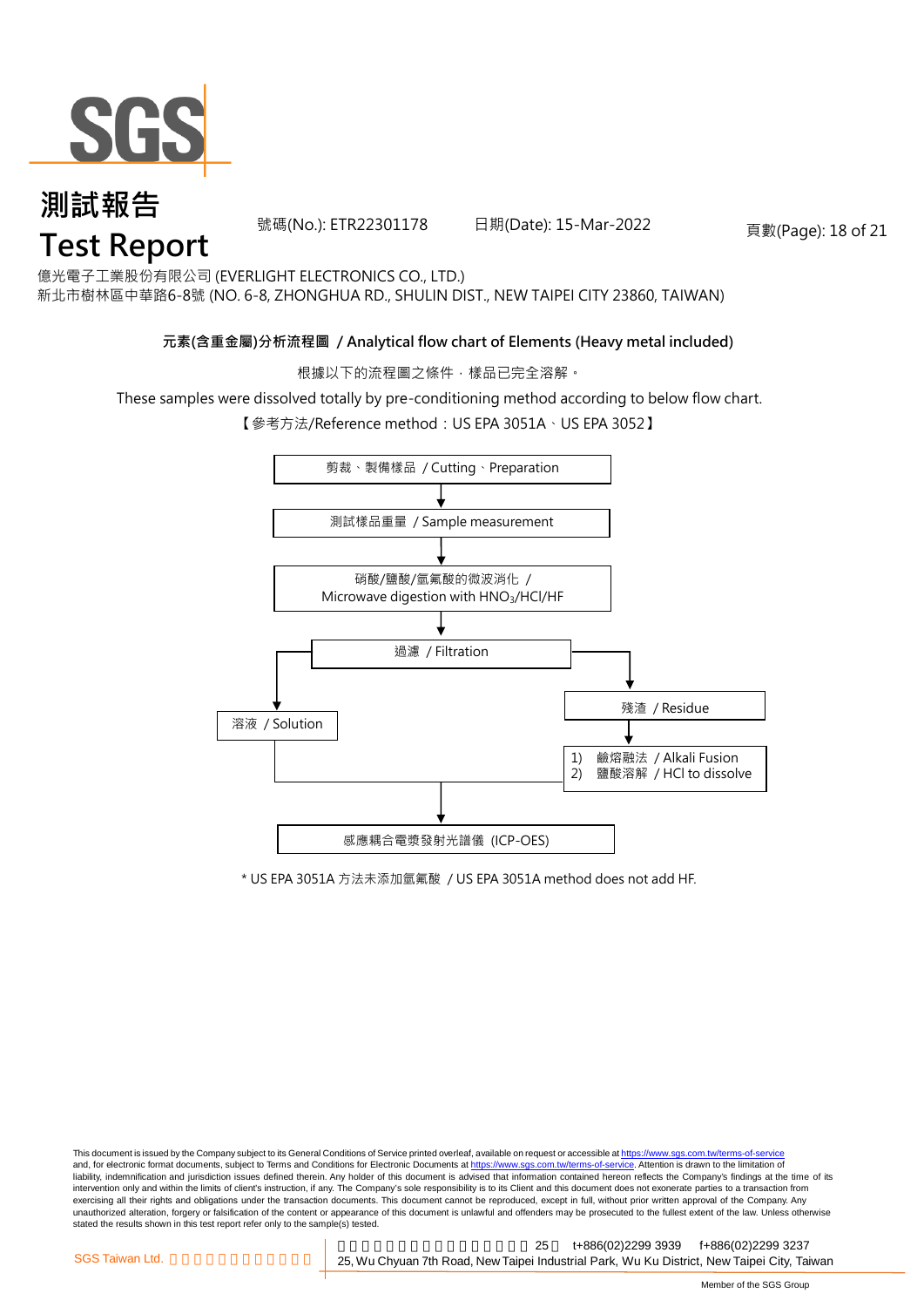億光電子工業股份有限公司 (EVERLIGHT ELECTRONICS CO., LTD.)
新北市樹林區中華路6-8號 (NO. 6-8, ZHONGHUA RD., SHULIN DIST., NEW TAIPEI CITY 23860, TAIWAN)

### 元素(含重金屬)分析流程圖 / Analytical flow chart of Elements (Heavy metal included)

根據以下的流程圖之條件，樣品已完全溶解。

These samples were dissolved totally by pre-conditioning method according to below flow chart.

【參考方法/Reference method：US EPA 3051A、US EPA 3052】

剪裁、製備樣品 / Cutting、Preparation

↓

測試樣品重量 / Sample measurement

↓

硝酸/鹽酸/氫氟酸的微波消化 / Microwave digestion with $HNO_3$/HCl/HF

↓

過濾 / Filtration

- 溶液 / Solution
- 殘渣 / Residue
  1) 鹼熔融法 / Alkali Fusion
  2) 鹽酸溶解 / HCl to dissolve

↓

感應耦合電漿發射光譜儀 (ICP-OES)

\* US EPA 3051A 方法未添加氫氟酸 / US EPA 3051A method does not add HF.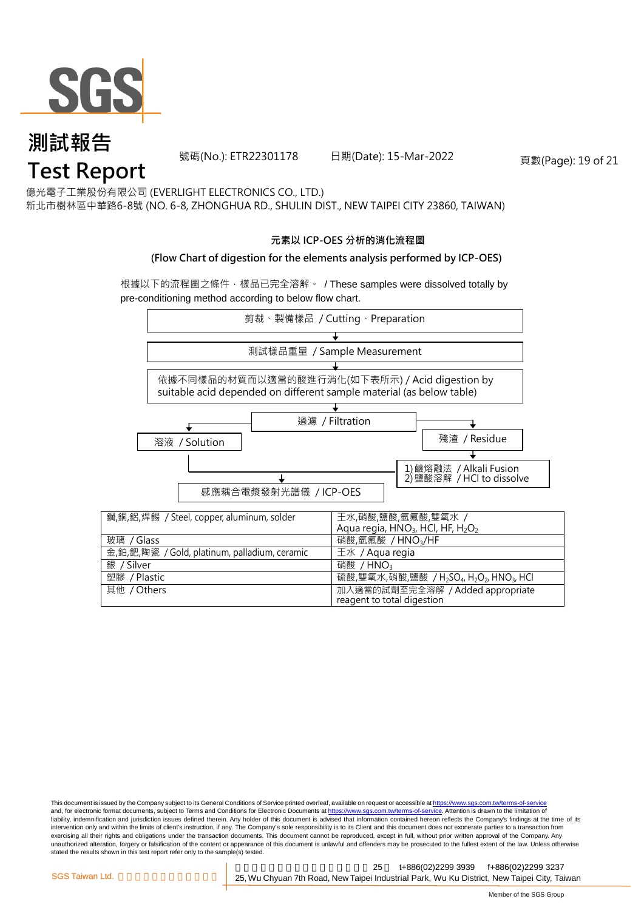# 測試報告
# Test Report

號碼(No.): ETR22301178　　日期(Date): 15-Mar-2022

億光電子工業股份有限公司 (EVERLIGHT ELECTRONICS CO., LTD.)
新北市樹林區中華路6-8號 (NO. 6-8, ZHONGHUA RD., SHULIN DIST., NEW TAIPEI CITY 23860, TAIWAN)

**元素以 ICP-OES 分析的消化流程圖**

**(Flow Chart of digestion for the elements analysis performed by ICP-OES)**

根據以下的流程圖之條件，樣品已完全溶解。 / These samples were dissolved totally by pre-conditioning method according to below flow chart.

剪裁、製備樣品 / Cutting、Preparation
↓
測試樣品重量 / Sample Measurement
↓
依據不同樣品的材質而以適當的酸進行消化(如下表所示) / Acid digestion by suitable acid depended on different sample material (as below table)
↓
過濾 / Filtration
- → 溶液 / Solution → 感應耦合電漿發射光譜儀 / ICP-OES
- → 殘渣 / Residue → 1) 鹼熔融法 / Alkali Fusion 2) 鹽酸溶解 / HCl to dissolve → 感應耦合電漿發射光譜儀 / ICP-OES

| 鋼,銅,鋁,焊錫 / Steel, copper, aluminum, solder | 王水,硝酸,鹽酸,氫氟酸,雙氧水 / Aqua regia, $HNO_3$, HCl, HF, $H_2O_2$ |
|---|---|
| 玻璃 / Glass | 硝酸,氫氟酸 / $HNO_3$/HF |
| 金,鉑,鈀,陶瓷 / Gold, platinum, palladium, ceramic | 王水 / Aqua regia |
| 銀 / Silver | 硝酸 / $HNO_3$ |
| 塑膠 / Plastic | 硫酸,雙氧水,硝酸,鹽酸 / $H_2SO_4$, $H_2O_2$, $HNO_3$, HCl |
| 其他 / Others | 加入適當的試劑至完全溶解 / Added appropriate reagent to total digestion |

This document is issued by the Company subject to its General Conditions of Service printed overleaf, available on request or accessible at https://www.sgs.com.tw/terms-of-service and, for electronic format documents, subject to Terms and Conditions for Electronic Documents at https://www.sgs.com.tw/terms-of-service. Attention is drawn to the limitation of liability, indemnification and jurisdiction issues defined therein. Any holder of this document is advised that information contained hereon reflects the Company's findings at the time of its intervention only and within the limits of client's instruction, if any. The Company's sole responsibility is to its Client and this document does not exonerate parties to a transaction from exercising all their rights and obligations under the transaction documents. This document cannot be reproduced, except in full, without prior written approval of the Company. Any unauthorized alteration, forgery or falsification of the content or appearance of this document is unlawful and offenders may be prosecuted to the fullest extent of the law. Unless otherwise stated the results shown in this test report refer only to the sample(s) tested.

SGS Taiwan Ltd. 25 t+886(02)2299 3939 f+886(02)2299 3237
25, Wu Chyuan 7th Road, New Taipei Industrial Park, Wu Ku District, New Taipei City, Taiwan

Member of the SGS Group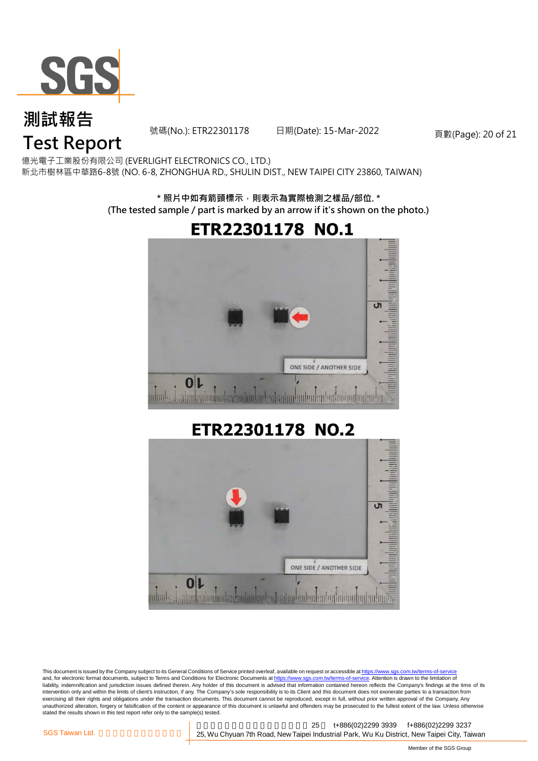# 測試報告

# Test Report

號碼(No.): ETR22301178　　日期(Date): 15-Mar-2022

億光電子工業股份有限公司 (EVERLIGHT ELECTRONICS CO., LTD.)

新北市樹林區中華路6-8號 (NO. 6-8, ZHONGHUA RD., SHULIN DIST., NEW TAIPEI CITY 23860, TAIWAN)

**\* 照片中如有箭頭標示，則表示為實際檢測之樣品/部位. \***

**(The tested sample / part is marked by an arrow if it's shown on the photo.)**

## ETR22301178 NO.1

## ETR22301178 NO.2

This document is issued by the Company subject to its General Conditions of Service printed overleaf, available on request or accessible at https://www.sgs.com.tw/terms-of-service and, for electronic format documents, subject to Terms and Conditions for Electronic Documents at https://www.sgs.com.tw/terms-of-service. Attention is drawn to the limitation of liability, indemnification and jurisdiction issues defined therein. Any holder of this document is advised that information contained hereon reflects the Company's findings at the time of its intervention only and within the limits of client's instruction, if any. The Company's sole responsibility is to its Client and this document does not exonerate parties to a transaction from exercising all their rights and obligations under the transaction documents. This document cannot be reproduced, except in full, without prior written approval of the Company. Any unauthorized alteration, forgery or falsification of the content or appearance of this document is unlawful and offenders may be prosecuted to the fullest extent of the law. Unless otherwise stated the results shown in this test report refer only to the sample(s) tested.

SGS Taiwan Ltd. | 25 t+886(02)2299 3939 f+886(02)2299 3237 | 25, Wu Chyuan 7th Road, New Taipei Industrial Park, Wu Ku District, New Taipei City, Taiwan

Member of the SGS Group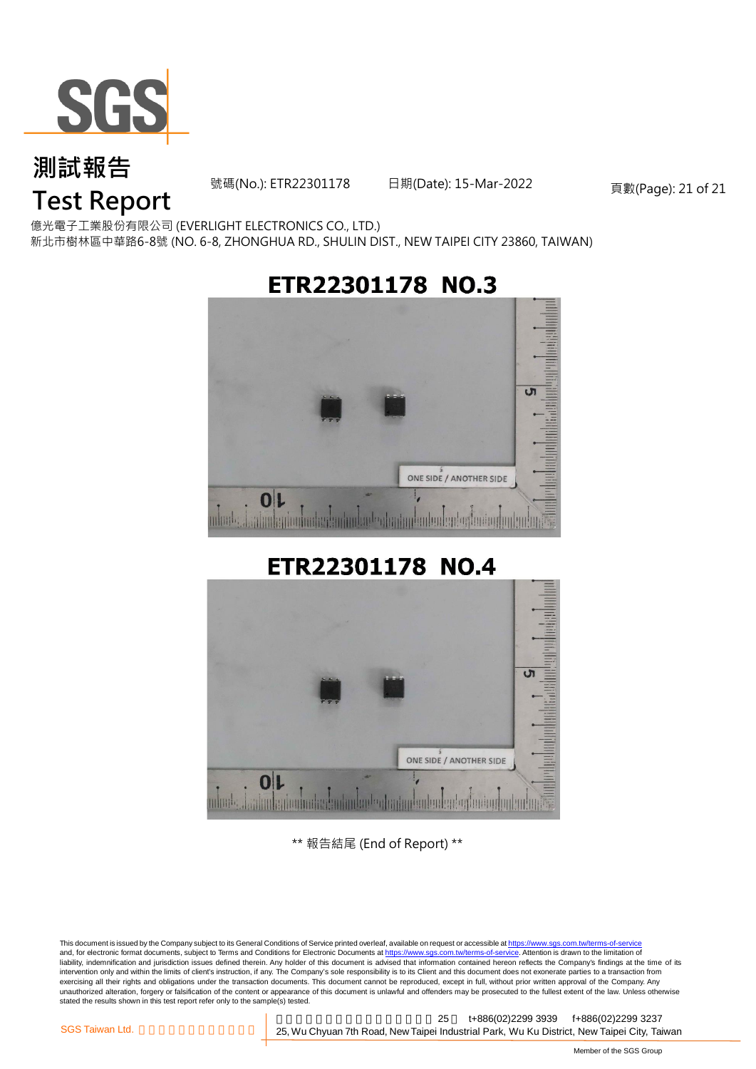ETR22301178 NO.3

ETR22301178 NO.4

** 報告結尾 (End of Report) **

This document is issued by the Company subject to its General Conditions of Service printed overleaf, available on request or accessible at https://www.sgs.com.tw/terms-of-service and, for electronic format documents, subject to Terms and Conditions for Electronic Documents at https://www.sgs.com.tw/terms-of-service. Attention is drawn to the limitation of liability, indemnification and jurisdiction issues defined therein. Any holder of this document is advised that information contained hereon reflects the Company's findings at the time of its intervention only and within the limits of client's instruction, if any. The Company's sole responsibility is to its Client and this document does not exonerate parties to a transaction from exercising all their rights and obligations under the transaction documents. This document cannot be reproduced, except in full, without prior written approval of the Company. Any unauthorized alteration, forgery or falsification of the content or appearance of this document is unlawful and offenders may be prosecuted to the fullest extent of the law. Unless otherwise stated the results shown in this test report refer only to the sample(s) tested.